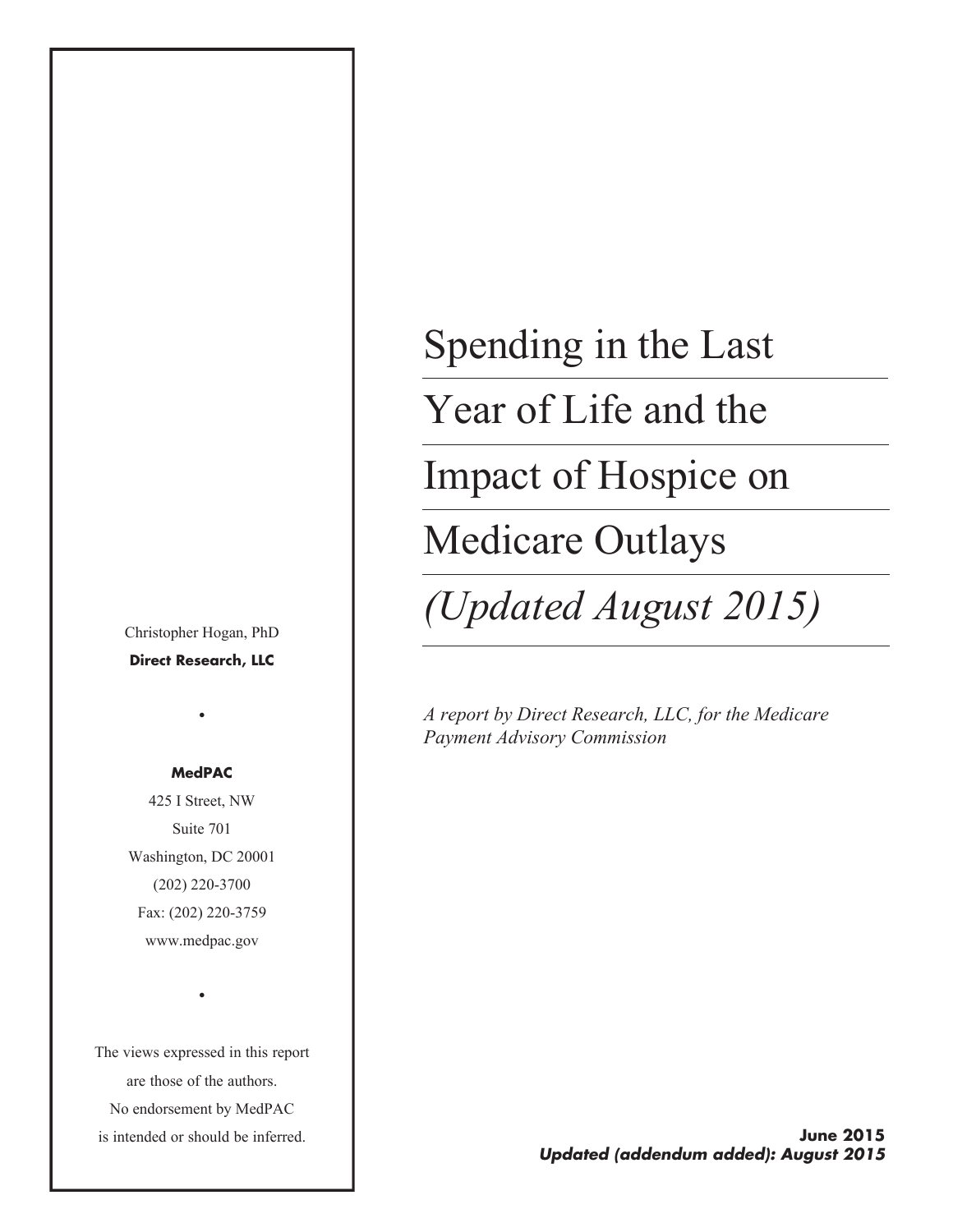# Spending in the Last Year of Life and the Impact of Hospice on Medicare Outlays

# *(Updated August 2015)*

*A report by Direct Research, LLC, for the Medicare Payment Advisory Commission*

Christopher Hogan, PhD

**Direct Research, LLC**

•

**MedPAC**

425 I Street, NW

Suite 701

Washington, DC 20001

(202) 220-3700

Fax: (202) 220-3759

www.medpac.gov

•

The views expressed in this report are those of the authors. No endorsement by MedPAC is intended or should be inferred.

**June 2015**

***Updated (addendum added): August 2015***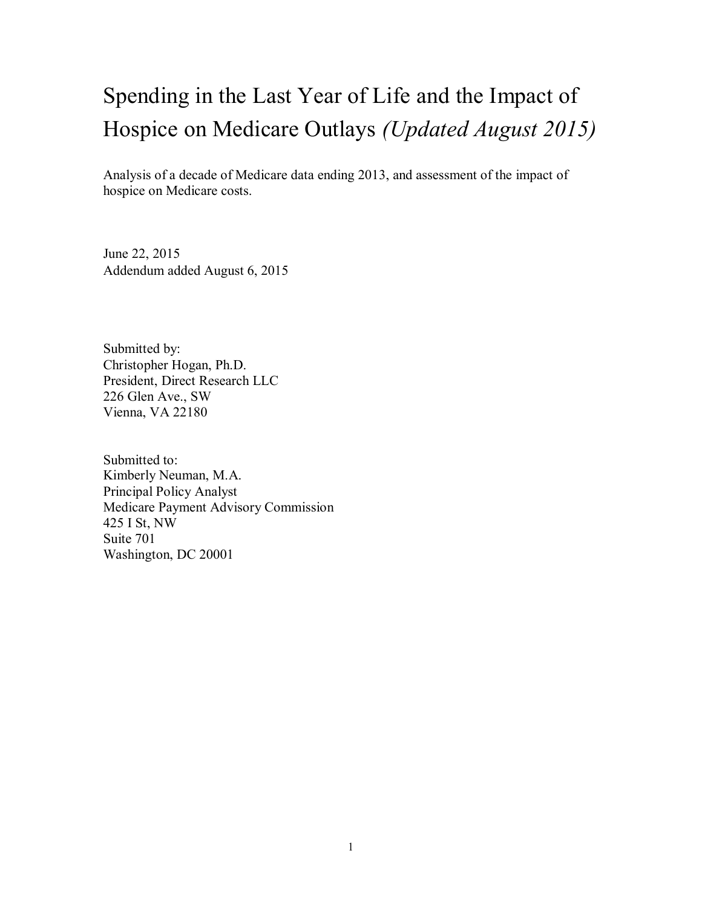# Spending in the Last Year of Life and the Impact of Hospice on Medicare Outlays *(Updated August 2015)*

Analysis of a decade of Medicare data ending 2013, and assessment of the impact of hospice on Medicare costs.

June 22, 2015
Addendum added August 6, 2015

Submitted by:
Christopher Hogan, Ph.D.
President, Direct Research LLC
226 Glen Ave., SW
Vienna, VA 22180

Submitted to:
Kimberly Neuman, M.A.
Principal Policy Analyst
Medicare Payment Advisory Commission
425 I St, NW
Suite 701
Washington, DC 20001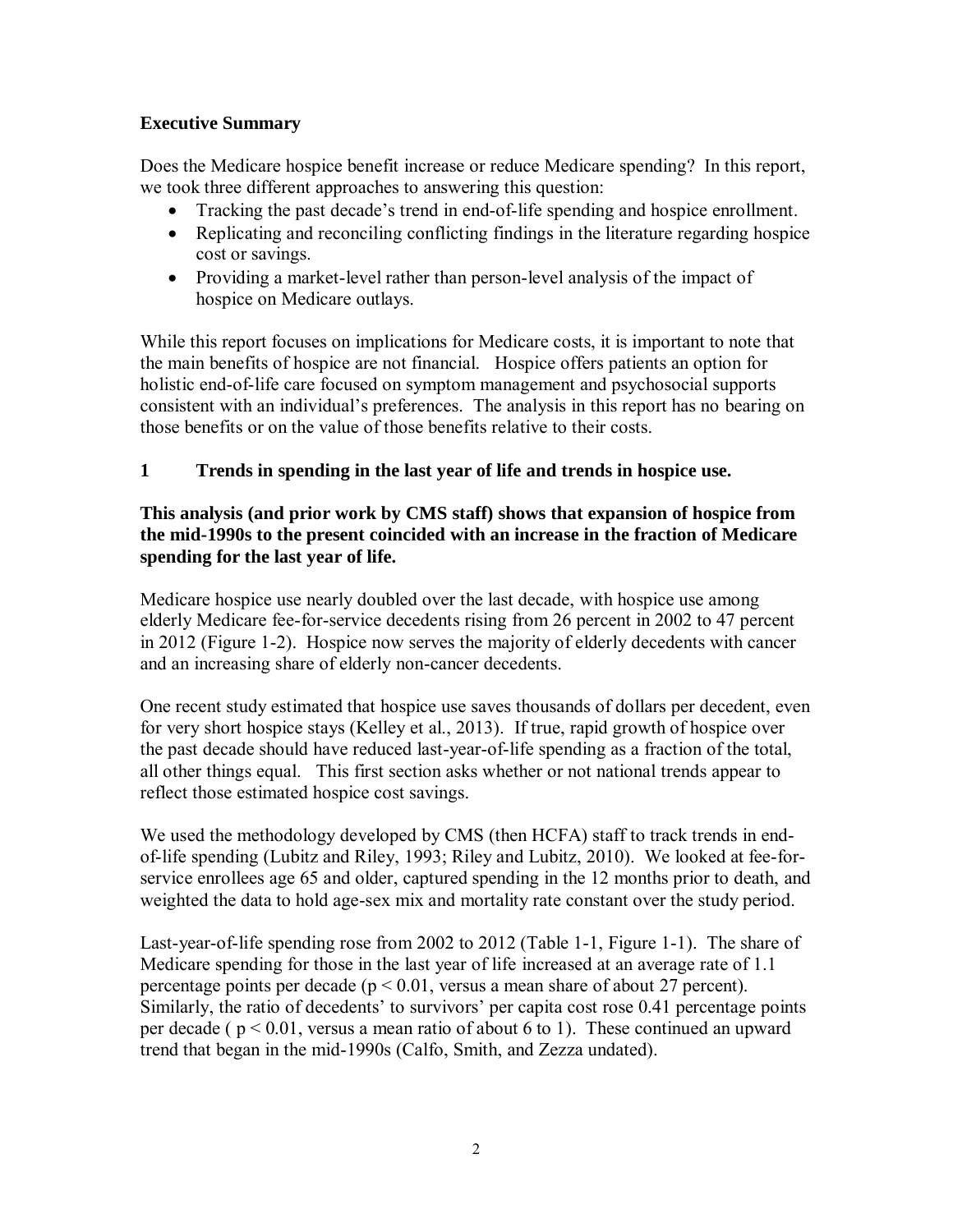**Executive Summary**

Does the Medicare hospice benefit increase or reduce Medicare spending? In this report, we took three different approaches to answering this question:

- Tracking the past decade's trend in end-of-life spending and hospice enrollment.
- Replicating and reconciling conflicting findings in the literature regarding hospice cost or savings.
- Providing a market-level rather than person-level analysis of the impact of hospice on Medicare outlays.

While this report focuses on implications for Medicare costs, it is important to note that the main benefits of hospice are not financial. Hospice offers patients an option for holistic end-of-life care focused on symptom management and psychosocial supports consistent with an individual's preferences. The analysis in this report has no bearing on those benefits or on the value of those benefits relative to their costs.

## 1 Trends in spending in the last year of life and trends in hospice use.

**This analysis (and prior work by CMS staff) shows that expansion of hospice from the mid-1990s to the present coincided with an increase in the fraction of Medicare spending for the last year of life.**

Medicare hospice use nearly doubled over the last decade, with hospice use among elderly Medicare fee-for-service decedents rising from 26 percent in 2002 to 47 percent in 2012 (Figure 1-2). Hospice now serves the majority of elderly decedents with cancer and an increasing share of elderly non-cancer decedents.

One recent study estimated that hospice use saves thousands of dollars per decedent, even for very short hospice stays (Kelley et al., 2013). If true, rapid growth of hospice over the past decade should have reduced last-year-of-life spending as a fraction of the total, all other things equal. This first section asks whether or not national trends appear to reflect those estimated hospice cost savings.

We used the methodology developed by CMS (then HCFA) staff to track trends in end-of-life spending (Lubitz and Riley, 1993; Riley and Lubitz, 2010). We looked at fee-for-service enrollees age 65 and older, captured spending in the 12 months prior to death, and weighted the data to hold age-sex mix and mortality rate constant over the study period.

Last-year-of-life spending rose from 2002 to 2012 (Table 1-1, Figure 1-1). The share of Medicare spending for those in the last year of life increased at an average rate of 1.1 percentage points per decade ($p < 0.01$, versus a mean share of about 27 percent). Similarly, the ratio of decedents' to survivors' per capita cost rose 0.41 percentage points per decade ( $p < 0.01$, versus a mean ratio of about 6 to 1). These continued an upward trend that began in the mid-1990s (Calfo, Smith, and Zezza undated).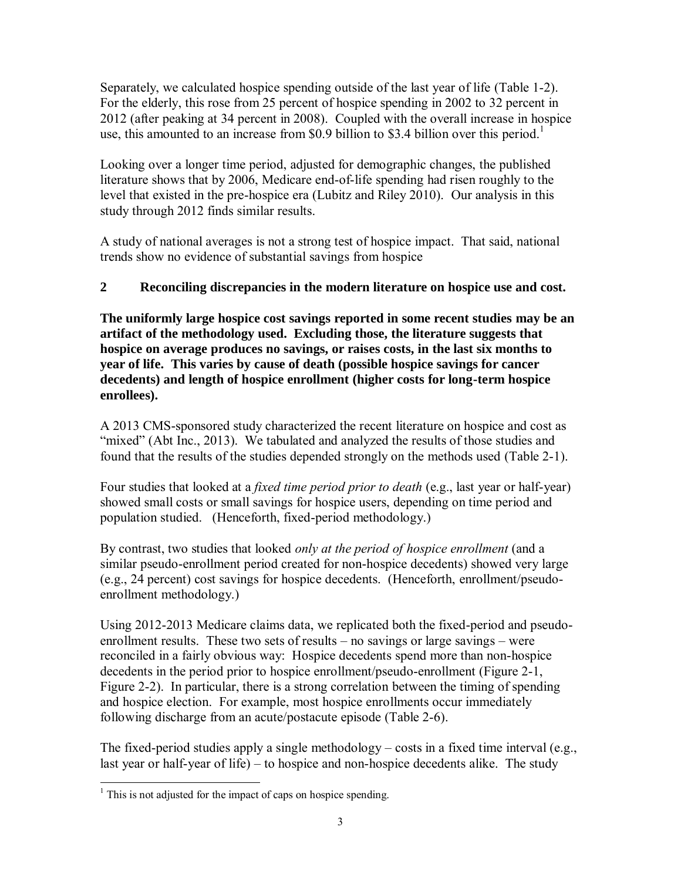Separately, we calculated hospice spending outside of the last year of life (Table 1-2). For the elderly, this rose from 25 percent of hospice spending in 2002 to 32 percent in 2012 (after peaking at 34 percent in 2008). Coupled with the overall increase in hospice use, this amounted to an increase from $0.9 billion to $3.4 billion over this period.[1]

Looking over a longer time period, adjusted for demographic changes, the published literature shows that by 2006, Medicare end-of-life spending had risen roughly to the level that existed in the pre-hospice era (Lubitz and Riley 2010). Our analysis in this study through 2012 finds similar results.

A study of national averages is not a strong test of hospice impact. That said, national trends show no evidence of substantial savings from hospice

## 2 Reconciling discrepancies in the modern literature on hospice use and cost.

**The uniformly large hospice cost savings reported in some recent studies may be an artifact of the methodology used. Excluding those, the literature suggests that hospice on average produces no savings, or raises costs, in the last six months to year of life. This varies by cause of death (possible hospice savings for cancer decedents) and length of hospice enrollment (higher costs for long-term hospice enrollees).**

A 2013 CMS-sponsored study characterized the recent literature on hospice and cost as "mixed" (Abt Inc., 2013). We tabulated and analyzed the results of those studies and found that the results of the studies depended strongly on the methods used (Table 2-1).

Four studies that looked at a *fixed time period prior to death* (e.g., last year or half-year) showed small costs or small savings for hospice users, depending on time period and population studied. (Henceforth, fixed-period methodology.)

By contrast, two studies that looked *only at the period of hospice enrollment* (and a similar pseudo-enrollment period created for non-hospice decedents) showed very large (e.g., 24 percent) cost savings for hospice decedents. (Henceforth, enrollment/pseudo-enrollment methodology.)

Using 2012-2013 Medicare claims data, we replicated both the fixed-period and pseudo-enrollment results. These two sets of results – no savings or large savings – were reconciled in a fairly obvious way: Hospice decedents spend more than non-hospice decedents in the period prior to hospice enrollment/pseudo-enrollment (Figure 2-1, Figure 2-2). In particular, there is a strong correlation between the timing of spending and hospice election. For example, most hospice enrollments occur immediately following discharge from an acute/postacute episode (Table 2-6).

The fixed-period studies apply a single methodology – costs in a fixed time interval (e.g., last year or half-year of life) – to hospice and non-hospice decedents alike. The study

[1] This is not adjusted for the impact of caps on hospice spending.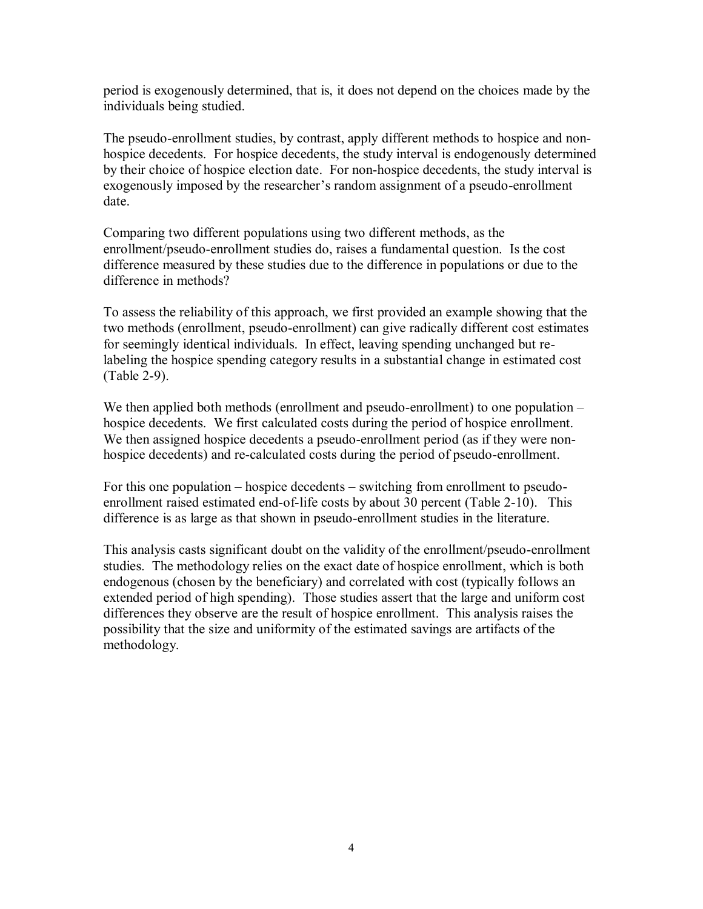period is exogenously determined, that is, it does not depend on the choices made by the individuals being studied.

The pseudo-enrollment studies, by contrast, apply different methods to hospice and non-hospice decedents. For hospice decedents, the study interval is endogenously determined by their choice of hospice election date. For non-hospice decedents, the study interval is exogenously imposed by the researcher's random assignment of a pseudo-enrollment date.

Comparing two different populations using two different methods, as the enrollment/pseudo-enrollment studies do, raises a fundamental question. Is the cost difference measured by these studies due to the difference in populations or due to the difference in methods?

To assess the reliability of this approach, we first provided an example showing that the two methods (enrollment, pseudo-enrollment) can give radically different cost estimates for seemingly identical individuals. In effect, leaving spending unchanged but re-labeling the hospice spending category results in a substantial change in estimated cost (Table 2-9).

We then applied both methods (enrollment and pseudo-enrollment) to one population – hospice decedents. We first calculated costs during the period of hospice enrollment. We then assigned hospice decedents a pseudo-enrollment period (as if they were non-hospice decedents) and re-calculated costs during the period of pseudo-enrollment.

For this one population – hospice decedents – switching from enrollment to pseudo-enrollment raised estimated end-of-life costs by about 30 percent (Table 2-10). This difference is as large as that shown in pseudo-enrollment studies in the literature.

This analysis casts significant doubt on the validity of the enrollment/pseudo-enrollment studies. The methodology relies on the exact date of hospice enrollment, which is both endogenous (chosen by the beneficiary) and correlated with cost (typically follows an extended period of high spending). Those studies assert that the large and uniform cost differences they observe are the result of hospice enrollment. This analysis raises the possibility that the size and uniformity of the estimated savings are artifacts of the methodology.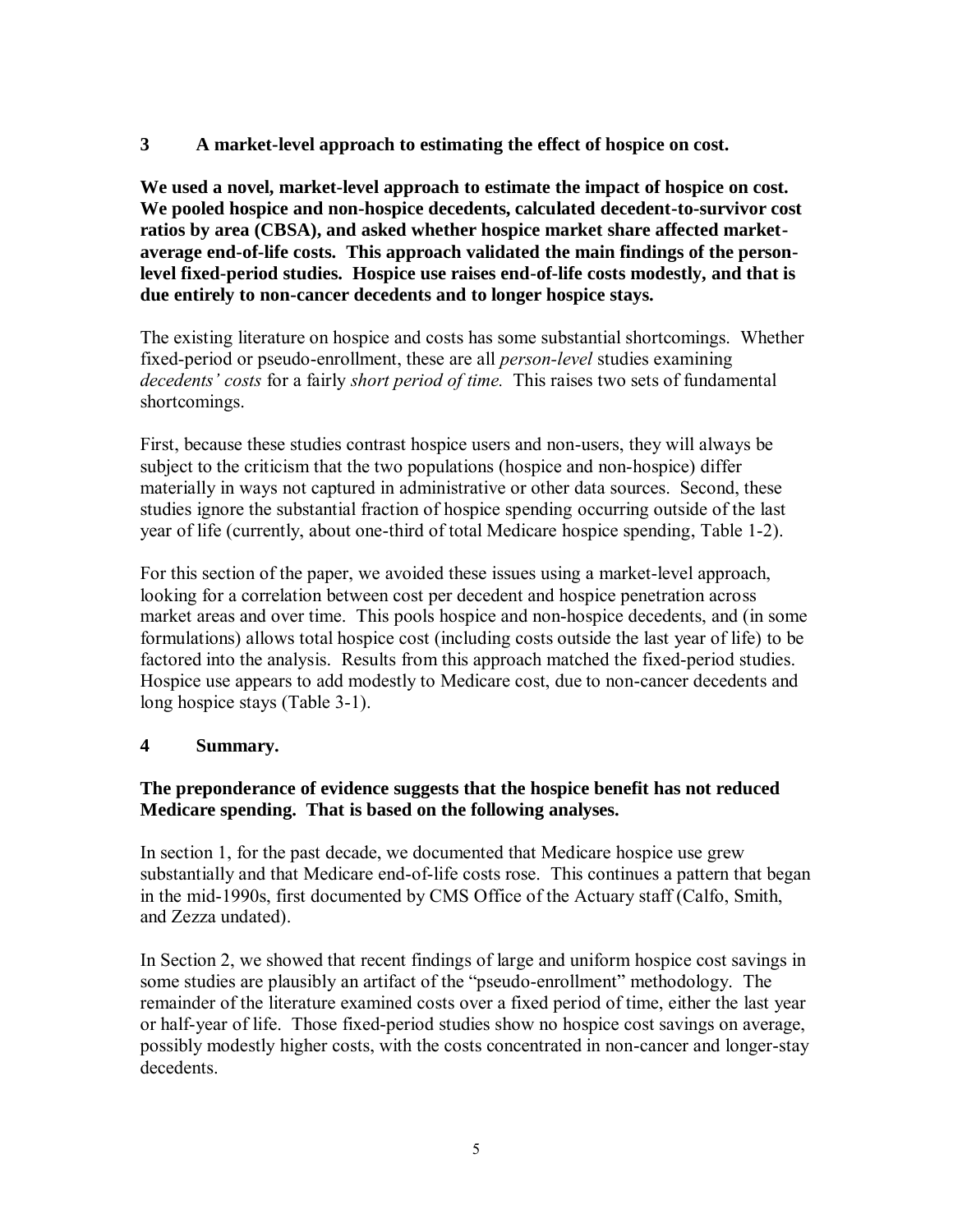## 3 A market-level approach to estimating the effect of hospice on cost.

**We used a novel, market-level approach to estimate the impact of hospice on cost. We pooled hospice and non-hospice decedents, calculated decedent-to-survivor cost ratios by area (CBSA), and asked whether hospice market share affected market-average end-of-life costs. This approach validated the main findings of the person-level fixed-period studies. Hospice use raises end-of-life costs modestly, and that is due entirely to non-cancer decedents and to longer hospice stays.**

The existing literature on hospice and costs has some substantial shortcomings. Whether fixed-period or pseudo-enrollment, these are all *person-level* studies examining *decedents' costs* for a fairly *short period of time.* This raises two sets of fundamental shortcomings.

First, because these studies contrast hospice users and non-users, they will always be subject to the criticism that the two populations (hospice and non-hospice) differ materially in ways not captured in administrative or other data sources. Second, these studies ignore the substantial fraction of hospice spending occurring outside of the last year of life (currently, about one-third of total Medicare hospice spending, Table 1-2).

For this section of the paper, we avoided these issues using a market-level approach, looking for a correlation between cost per decedent and hospice penetration across market areas and over time. This pools hospice and non-hospice decedents, and (in some formulations) allows total hospice cost (including costs outside the last year of life) to be factored into the analysis. Results from this approach matched the fixed-period studies. Hospice use appears to add modestly to Medicare cost, due to non-cancer decedents and long hospice stays (Table 3-1).

## 4 Summary.

**The preponderance of evidence suggests that the hospice benefit has not reduced Medicare spending. That is based on the following analyses.**

In section 1, for the past decade, we documented that Medicare hospice use grew substantially and that Medicare end-of-life costs rose. This continues a pattern that began in the mid-1990s, first documented by CMS Office of the Actuary staff (Calfo, Smith, and Zezza undated).

In Section 2, we showed that recent findings of large and uniform hospice cost savings in some studies are plausibly an artifact of the "pseudo-enrollment" methodology. The remainder of the literature examined costs over a fixed period of time, either the last year or half-year of life. Those fixed-period studies show no hospice cost savings on average, possibly modestly higher costs, with the costs concentrated in non-cancer and longer-stay decedents.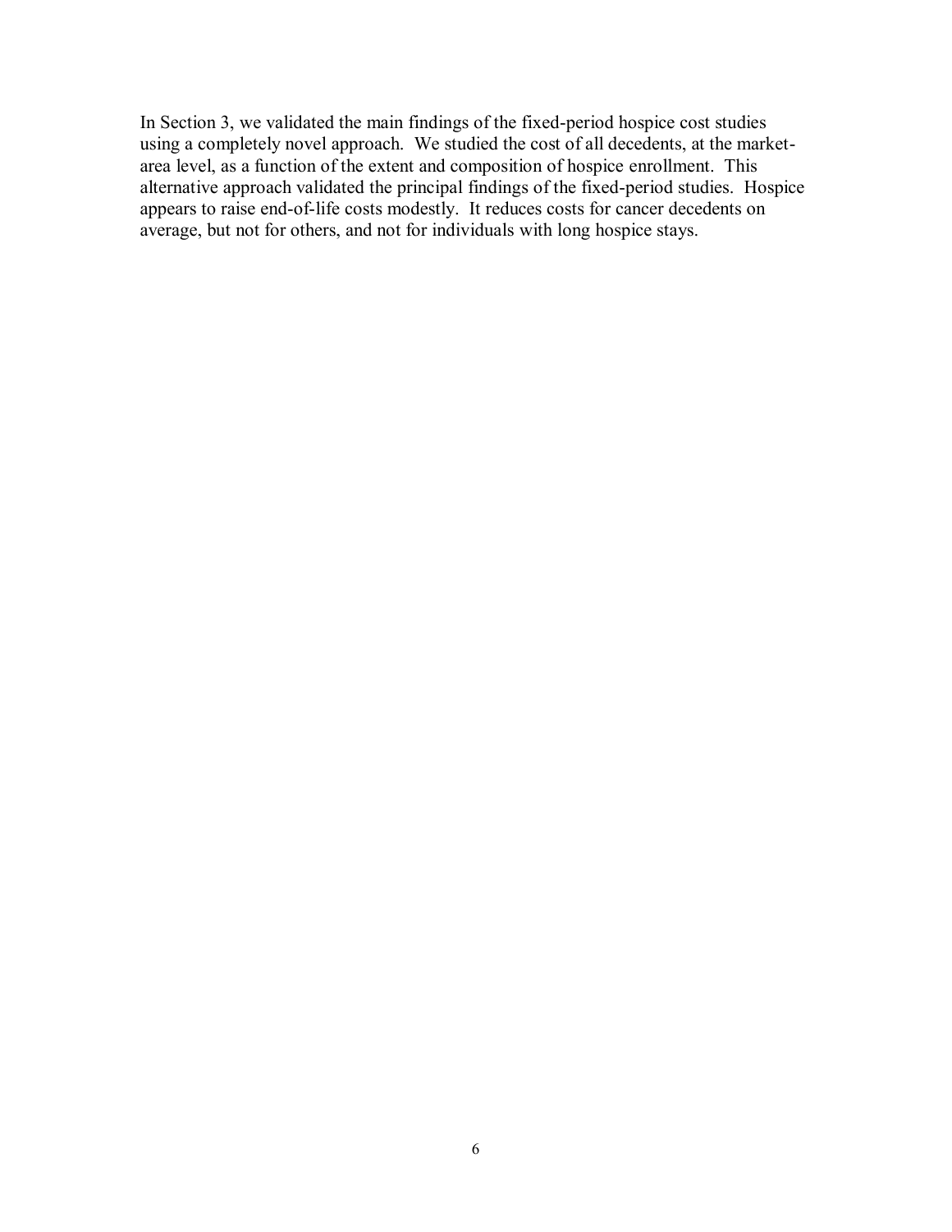In Section 3, we validated the main findings of the fixed-period hospice cost studies using a completely novel approach. We studied the cost of all decedents, at the market-area level, as a function of the extent and composition of hospice enrollment. This alternative approach validated the principal findings of the fixed-period studies. Hospice appears to raise end-of-life costs modestly. It reduces costs for cancer decedents on average, but not for others, and not for individuals with long hospice stays.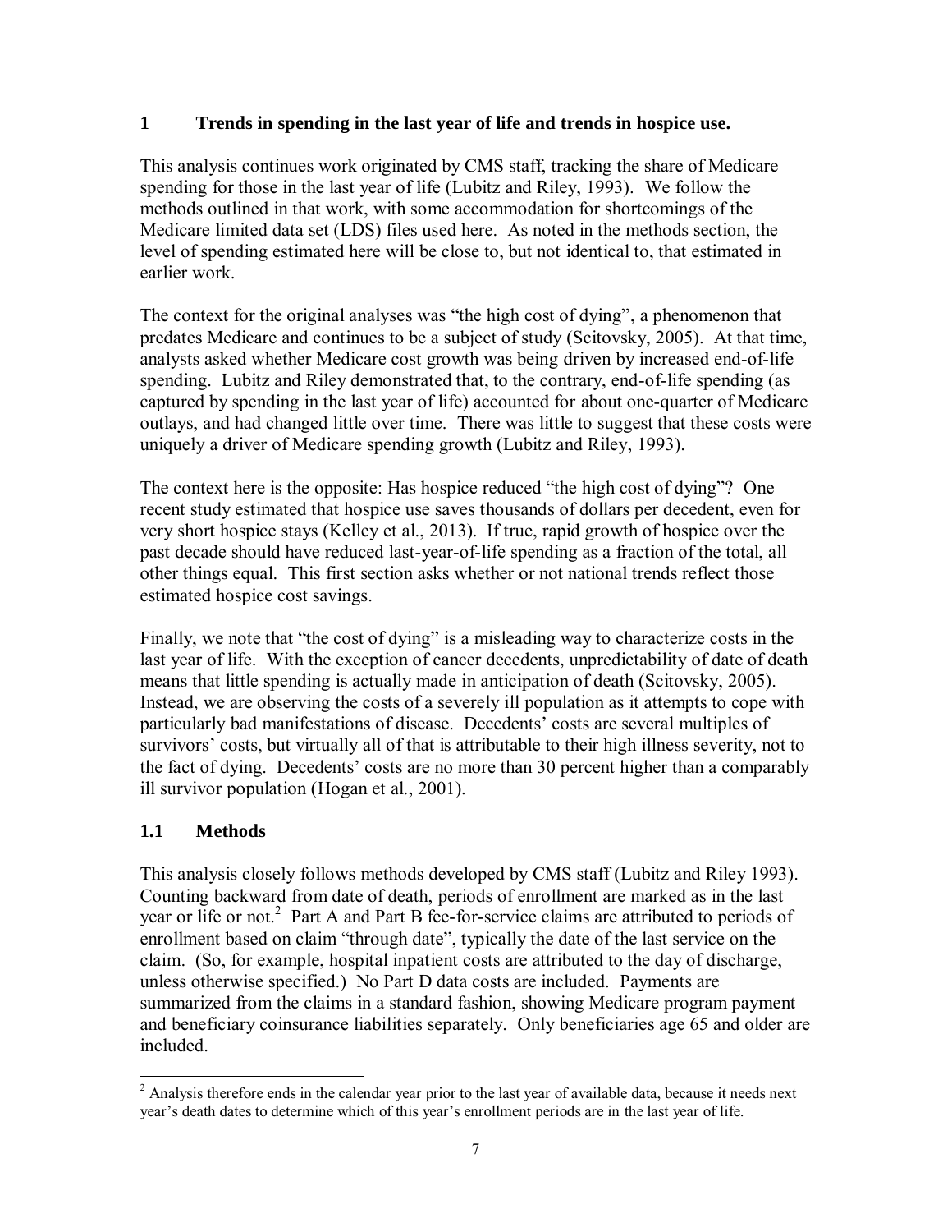# 1 Trends in spending in the last year of life and trends in hospice use.

This analysis continues work originated by CMS staff, tracking the share of Medicare spending for those in the last year of life (Lubitz and Riley, 1993). We follow the methods outlined in that work, with some accommodation for shortcomings of the Medicare limited data set (LDS) files used here. As noted in the methods section, the level of spending estimated here will be close to, but not identical to, that estimated in earlier work.

The context for the original analyses was "the high cost of dying", a phenomenon that predates Medicare and continues to be a subject of study (Scitovsky, 2005). At that time, analysts asked whether Medicare cost growth was being driven by increased end-of-life spending. Lubitz and Riley demonstrated that, to the contrary, end-of-life spending (as captured by spending in the last year of life) accounted for about one-quarter of Medicare outlays, and had changed little over time. There was little to suggest that these costs were uniquely a driver of Medicare spending growth (Lubitz and Riley, 1993).

The context here is the opposite: Has hospice reduced "the high cost of dying"? One recent study estimated that hospice use saves thousands of dollars per decedent, even for very short hospice stays (Kelley et al., 2013). If true, rapid growth of hospice over the past decade should have reduced last-year-of-life spending as a fraction of the total, all other things equal. This first section asks whether or not national trends reflect those estimated hospice cost savings.

Finally, we note that "the cost of dying" is a misleading way to characterize costs in the last year of life. With the exception of cancer decedents, unpredictability of date of death means that little spending is actually made in anticipation of death (Scitovsky, 2005). Instead, we are observing the costs of a severely ill population as it attempts to cope with particularly bad manifestations of disease. Decedents' costs are several multiples of survivors' costs, but virtually all of that is attributable to their high illness severity, not to the fact of dying. Decedents' costs are no more than 30 percent higher than a comparably ill survivor population (Hogan et al., 2001).

## 1.1 Methods

This analysis closely follows methods developed by CMS staff (Lubitz and Riley 1993). Counting backward from date of death, periods of enrollment are marked as in the last year or life or not.[2] Part A and Part B fee-for-service claims are attributed to periods of enrollment based on claim "through date", typically the date of the last service on the claim. (So, for example, hospital inpatient costs are attributed to the day of discharge, unless otherwise specified.) No Part D data costs are included. Payments are summarized from the claims in a standard fashion, showing Medicare program payment and beneficiary coinsurance liabilities separately. Only beneficiaries age 65 and older are included.

[2] Analysis therefore ends in the calendar year prior to the last year of available data, because it needs next year's death dates to determine which of this year's enrollment periods are in the last year of life.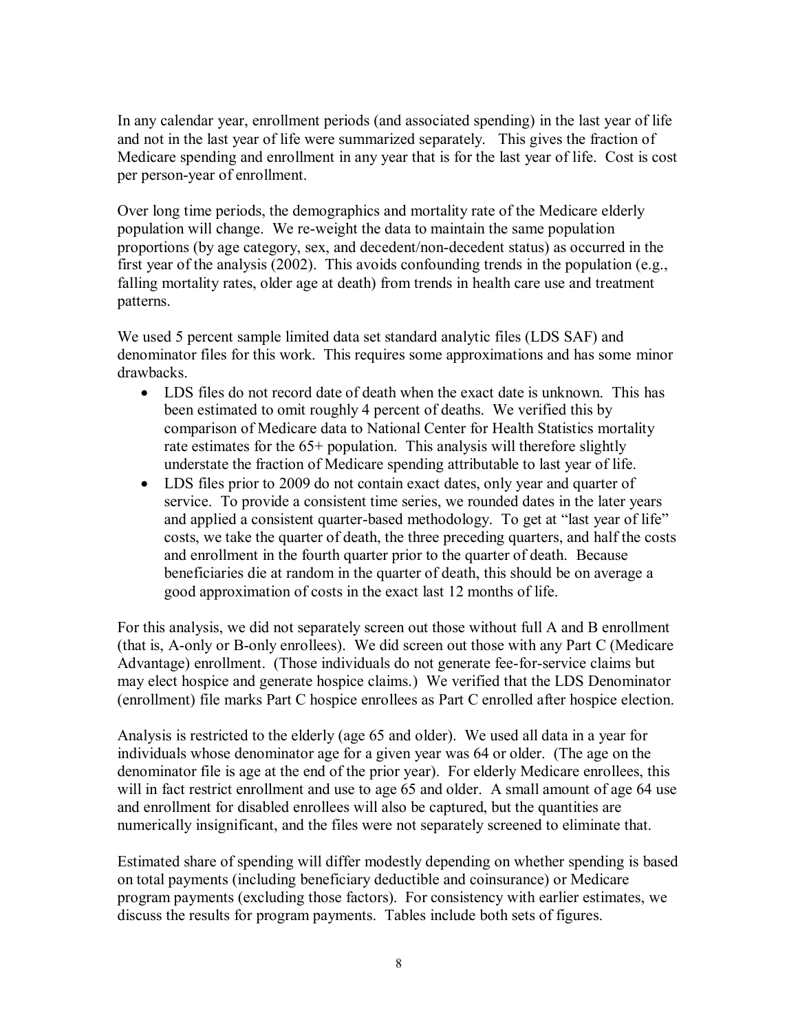In any calendar year, enrollment periods (and associated spending) in the last year of life and not in the last year of life were summarized separately. This gives the fraction of Medicare spending and enrollment in any year that is for the last year of life. Cost is cost per person-year of enrollment.

Over long time periods, the demographics and mortality rate of the Medicare elderly population will change. We re-weight the data to maintain the same population proportions (by age category, sex, and decedent/non-decedent status) as occurred in the first year of the analysis (2002). This avoids confounding trends in the population (e.g., falling mortality rates, older age at death) from trends in health care use and treatment patterns.

We used 5 percent sample limited data set standard analytic files (LDS SAF) and denominator files for this work. This requires some approximations and has some minor drawbacks.

- LDS files do not record date of death when the exact date is unknown. This has been estimated to omit roughly 4 percent of deaths. We verified this by comparison of Medicare data to National Center for Health Statistics mortality rate estimates for the 65+ population. This analysis will therefore slightly understate the fraction of Medicare spending attributable to last year of life.
- LDS files prior to 2009 do not contain exact dates, only year and quarter of service. To provide a consistent time series, we rounded dates in the later years and applied a consistent quarter-based methodology. To get at "last year of life" costs, we take the quarter of death, the three preceding quarters, and half the costs and enrollment in the fourth quarter prior to the quarter of death. Because beneficiaries die at random in the quarter of death, this should be on average a good approximation of costs in the exact last 12 months of life.

For this analysis, we did not separately screen out those without full A and B enrollment (that is, A-only or B-only enrollees). We did screen out those with any Part C (Medicare Advantage) enrollment. (Those individuals do not generate fee-for-service claims but may elect hospice and generate hospice claims.) We verified that the LDS Denominator (enrollment) file marks Part C hospice enrollees as Part C enrolled after hospice election.

Analysis is restricted to the elderly (age 65 and older). We used all data in a year for individuals whose denominator age for a given year was 64 or older. (The age on the denominator file is age at the end of the prior year). For elderly Medicare enrollees, this will in fact restrict enrollment and use to age 65 and older. A small amount of age 64 use and enrollment for disabled enrollees will also be captured, but the quantities are numerically insignificant, and the files were not separately screened to eliminate that.

Estimated share of spending will differ modestly depending on whether spending is based on total payments (including beneficiary deductible and coinsurance) or Medicare program payments (excluding those factors). For consistency with earlier estimates, we discuss the results for program payments. Tables include both sets of figures.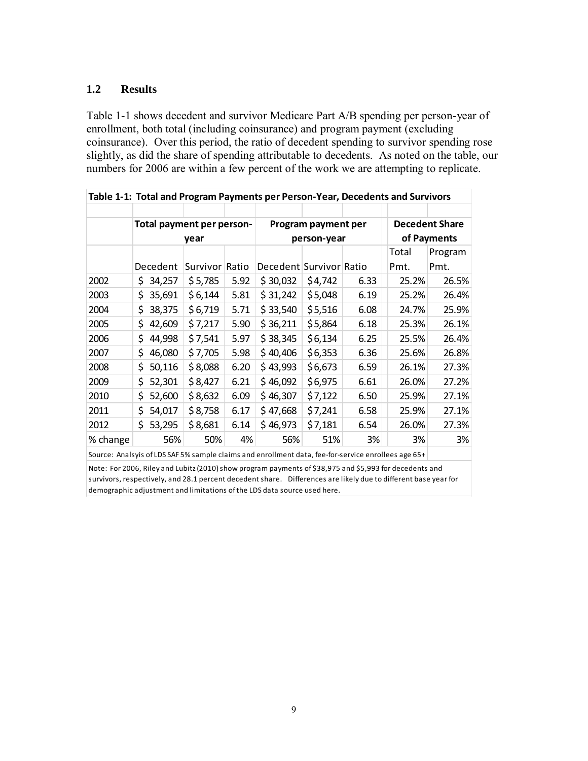## 1.2 Results

Table 1-1 shows decedent and survivor Medicare Part A/B spending per person-year of enrollment, both total (including coinsurance) and program payment (excluding coinsurance). Over this period, the ratio of decedent spending to survivor spending rose slightly, as did the share of spending attributable to decedents. As noted on the table, our numbers for 2006 are within a few percent of the work we are attempting to replicate.

**Table 1-1: Total and Program Payments per Person-Year, Decedents and Survivors**

| | Total payment per person-year | | | Program payment per person-year | | | Decedent Share of Payments | |
|---|---|---|---|---|---|---|---|---|
| | Decedent | Survivor | Ratio | Decedent | Survivor | Ratio | Total Pmt. | Program Pmt. |
| 2002 | $ 34,257 | $ 5,785 | 5.92 | $ 30,032 | $ 4,742 | 6.33 | 25.2% | 26.5% |
| 2003 | $ 35,691 | $ 6,144 | 5.81 | $ 31,242 | $ 5,048 | 6.19 | 25.2% | 26.4% |
| 2004 | $ 38,375 | $ 6,719 | 5.71 | $ 33,540 | $ 5,516 | 6.08 | 24.7% | 25.9% |
| 2005 | $ 42,609 | $ 7,217 | 5.90 | $ 36,211 | $ 5,864 | 6.18 | 25.3% | 26.1% |
| 2006 | $ 44,998 | $ 7,541 | 5.97 | $ 38,345 | $ 6,134 | 6.25 | 25.5% | 26.4% |
| 2007 | $ 46,080 | $ 7,705 | 5.98 | $ 40,406 | $ 6,353 | 6.36 | 25.6% | 26.8% |
| 2008 | $ 50,116 | $ 8,088 | 6.20 | $ 43,993 | $ 6,673 | 6.59 | 26.1% | 27.3% |
| 2009 | $ 52,301 | $ 8,427 | 6.21 | $ 46,092 | $ 6,975 | 6.61 | 26.0% | 27.2% |
| 2010 | $ 52,600 | $ 8,632 | 6.09 | $ 46,307 | $ 7,122 | 6.50 | 25.9% | 27.1% |
| 2011 | $ 54,017 | $ 8,758 | 6.17 | $ 47,668 | $ 7,241 | 6.58 | 25.9% | 27.1% |
| 2012 | $ 53,295 | $ 8,681 | 6.14 | $ 46,973 | $ 7,181 | 6.54 | 26.0% | 27.3% |
| % change | 56% | 50% | 4% | 56% | 51% | 3% | 3% | 3% |

Source: Analsyis of LDS SAF 5% sample claims and enrollment data, fee-for-service enrollees age 65+

Note: For 2006, Riley and Lubitz (2010) show program payments of $38,975 and $5,993 for decedents and survivors, respectively, and 28.1 percent decedent share. Differences are likely due to different base year for demographic adjustment and limitations of the LDS data source used here.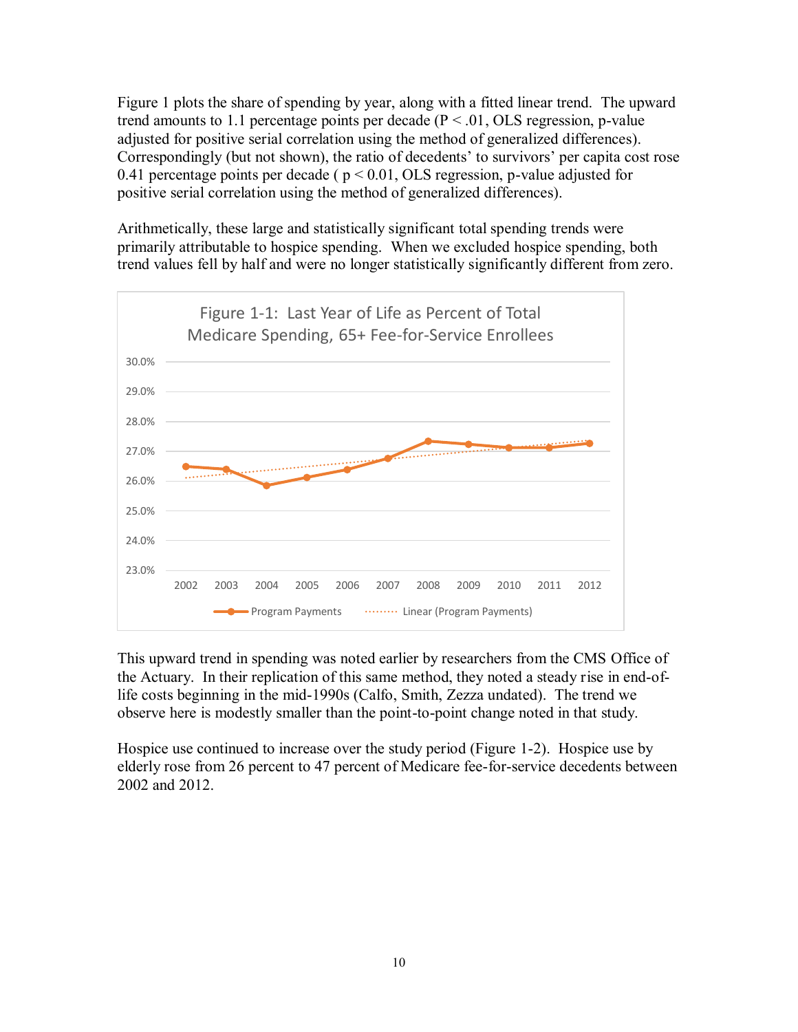Figure 1 plots the share of spending by year, along with a fitted linear trend. The upward trend amounts to 1.1 percentage points per decade ($P < .01$, OLS regression, p-value adjusted for positive serial correlation using the method of generalized differences). Correspondingly (but not shown), the ratio of decedents' to survivors' per capita cost rose 0.41 percentage points per decade ( $p < 0.01$, OLS regression, p-value adjusted for positive serial correlation using the method of generalized differences).

Arithmetically, these large and statistically significant total spending trends were primarily attributable to hospice spending. When we excluded hospice spending, both trend values fell by half and were no longer statistically significantly different from zero.

Figure 1-1: Last Year of Life as Percent of Total Medicare Spending, 65+ Fee-for-Service Enrollees

This upward trend in spending was noted earlier by researchers from the CMS Office of the Actuary. In their replication of this same method, they noted a steady rise in end-of-life costs beginning in the mid-1990s (Calfo, Smith, Zezza undated). The trend we observe here is modestly smaller than the point-to-point change noted in that study.

Hospice use continued to increase over the study period (Figure 1-2). Hospice use by elderly rose from 26 percent to 47 percent of Medicare fee-for-service decedents between 2002 and 2012.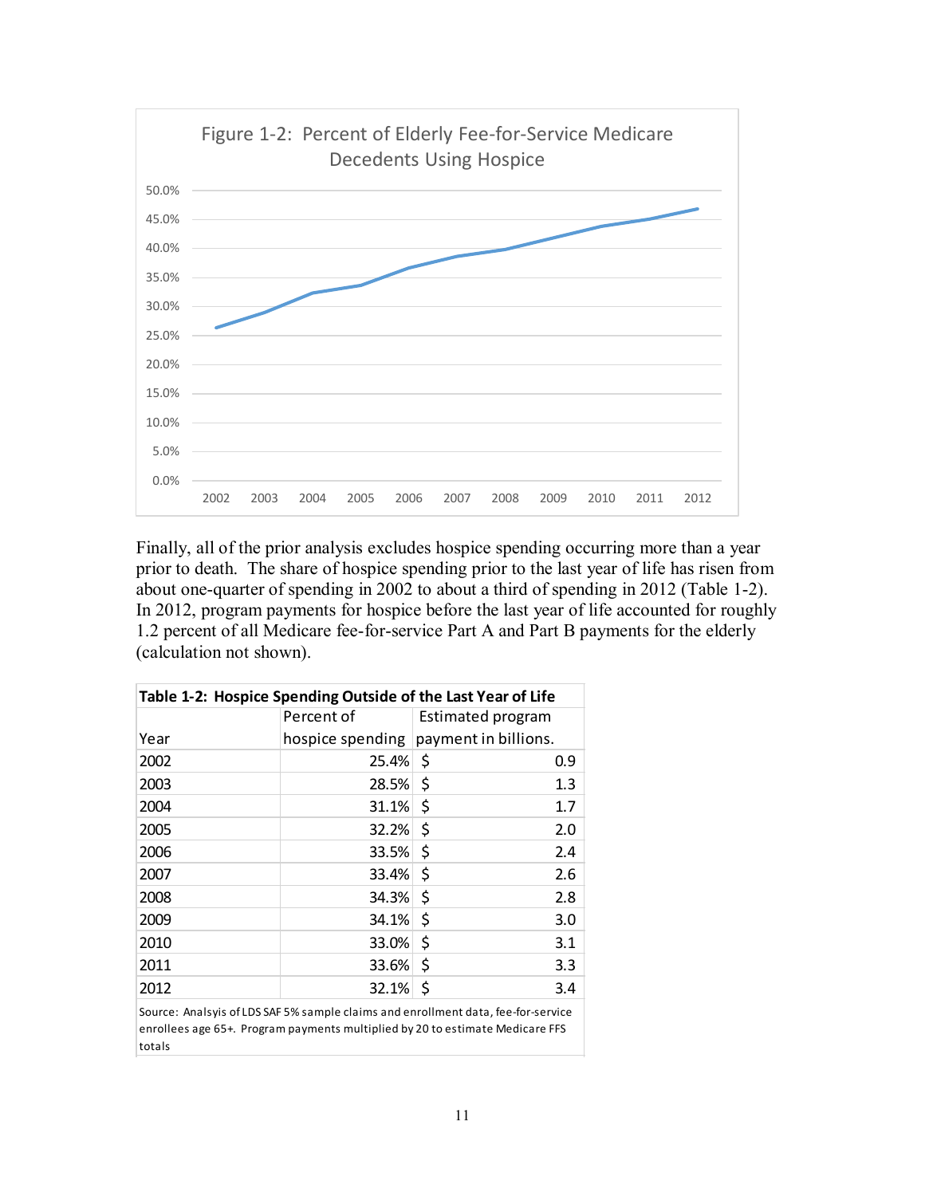Figure 1-2: Percent of Elderly Fee-for-Service Medicare Decedents Using Hospice

Finally, all of the prior analysis excludes hospice spending occurring more than a year prior to death. The share of hospice spending prior to the last year of life has risen from about one-quarter of spending in 2002 to about a third of spending in 2012 (Table 1-2). In 2012, program payments for hospice before the last year of life accounted for roughly 1.2 percent of all Medicare fee-for-service Part A and Part B payments for the elderly (calculation not shown).

**Table 1-2: Hospice Spending Outside of the Last Year of Life**

| Year | Percent of hospice spending | Estimated program payment in billions. |
|---|---|---|
| 2002 | 25.4% | $ 0.9 |
| 2003 | 28.5% | $ 1.3 |
| 2004 | 31.1% | $ 1.7 |
| 2005 | 32.2% | $ 2.0 |
| 2006 | 33.5% | $ 2.4 |
| 2007 | 33.4% | $ 2.6 |
| 2008 | 34.3% | $ 2.8 |
| 2009 | 34.1% | $ 3.0 |
| 2010 | 33.0% | $ 3.1 |
| 2011 | 33.6% | $ 3.3 |
| 2012 | 32.1% | $ 3.4 |

Source: Analsyis of LDS SAF 5% sample claims and enrollment data, fee-for-service enrollees age 65+. Program payments multiplied by 20 to estimate Medicare FFS totals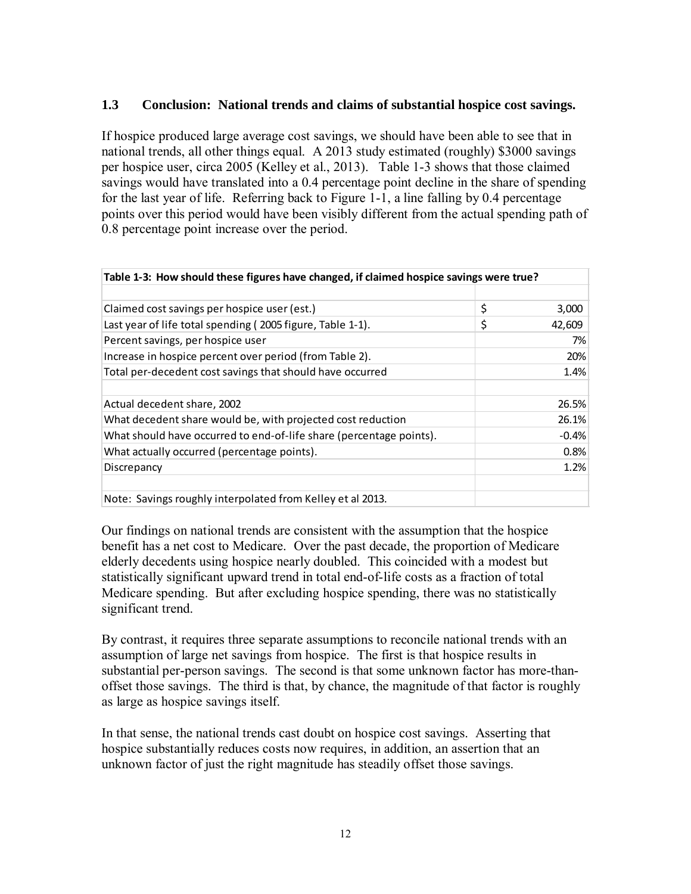### 1.3 Conclusion: National trends and claims of substantial hospice cost savings.

If hospice produced large average cost savings, we should have been able to see that in national trends, all other things equal. A 2013 study estimated (roughly) $3000 savings per hospice user, circa 2005 (Kelley et al., 2013). Table 1-3 shows that those claimed savings would have translated into a 0.4 percentage point decline in the share of spending for the last year of life. Referring back to Figure 1-1, a line falling by 0.4 percentage points over this period would have been visibly different from the actual spending path of 0.8 percentage point increase over the period.

| Table 1-3: How should these figures have changed, if claimed hospice savings were true? | |
|---|---|
| | |
| Claimed cost savings per hospice user (est.) | $ 3,000 |
| Last year of life total spending ( 2005 figure, Table 1-1). | $ 42,609 |
| Percent savings, per hospice user | 7% |
| Increase in hospice percent over period (from Table 2). | 20% |
| Total per-decedent cost savings that should have occurred | 1.4% |
| | |
| Actual decedent share, 2002 | 26.5% |
| What decedent share would be, with projected cost reduction | 26.1% |
| What should have occurred to end-of-life share (percentage points). | -0.4% |
| What actually occurred (percentage points). | 0.8% |
| Discrepancy | 1.2% |
| | |
| Note: Savings roughly interpolated from Kelley et al 2013. | |

Our findings on national trends are consistent with the assumption that the hospice benefit has a net cost to Medicare. Over the past decade, the proportion of Medicare elderly decedents using hospice nearly doubled. This coincided with a modest but statistically significant upward trend in total end-of-life costs as a fraction of total Medicare spending. But after excluding hospice spending, there was no statistically significant trend.

By contrast, it requires three separate assumptions to reconcile national trends with an assumption of large net savings from hospice. The first is that hospice results in substantial per-person savings. The second is that some unknown factor has more-than-offset those savings. The third is that, by chance, the magnitude of that factor is roughly as large as hospice savings itself.

In that sense, the national trends cast doubt on hospice cost savings. Asserting that hospice substantially reduces costs now requires, in addition, an assertion that an unknown factor of just the right magnitude has steadily offset those savings.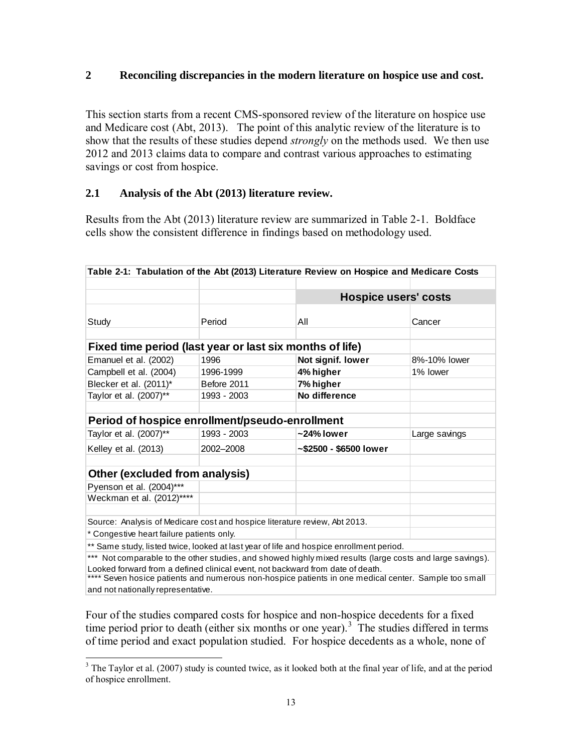## 2 Reconciling discrepancies in the modern literature on hospice use and cost.

This section starts from a recent CMS-sponsored review of the literature on hospice use and Medicare cost (Abt, 2013). The point of this analytic review of the literature is to show that the results of these studies depend *strongly* on the methods used. We then use 2012 and 2013 claims data to compare and contrast various approaches to estimating savings or cost from hospice.

### 2.1 Analysis of the Abt (2013) literature review.

Results from the Abt (2013) literature review are summarized in Table 2-1. Boldface cells show the consistent difference in findings based on methodology used.

**Table 2-1: Tabulation of the Abt (2013) Literature Review on Hospice and Medicare Costs**

| | | Hospice users' costs | |
|---|---|---|---|
| Study | Period | All | Cancer |
| **Fixed time period (last year or last six months of life)** | | | |
| Emanuel et al. (2002) | 1996 | **Not signif. lower** | 8%-10% lower |
| Campbell et al. (2004) | 1996-1999 | **4% higher** | 1% lower |
| Blecker et al. (2011)* | Before 2011 | **7% higher** | |
| Taylor et al. (2007)** | 1993 - 2003 | **No difference** | |
| **Period of hospice enrollment/pseudo-enrollment** | | | |
| Taylor et al. (2007)** | 1993 - 2003 | **~24% lower** | Large savings |
| Kelley et al. (2013) | 2002–2008 | **~$2500 - $6500 lower** | |
| **Other (excluded from analysis)** | | | |
| Pyenson et al. (2004)*** | | | |
| Weckman et al. (2012)**** | | | |

Source: Analysis of Medicare cost and hospice literature review, Abt 2013.

\* Congestive heart failure patients only.

\** Same study, listed twice, looked at last year of life and hospice enrollment period.

\*** Not comparable to the other studies, and showed highly mixed results (large costs and large savings). Looked forward from a defined clinical event, not backward from date of death.

\**** Seven hosice patients and numerous non-hospice patients in one medical center. Sample too small and not nationally representative.

Four of the studies compared costs for hospice and non-hospice decedents for a fixed time period prior to death (either six months or one year).[3] The studies differed in terms of time period and exact population studied. For hospice decedents as a whole, none of

[3] The Taylor et al. (2007) study is counted twice, as it looked both at the final year of life, and at the period of hospice enrollment.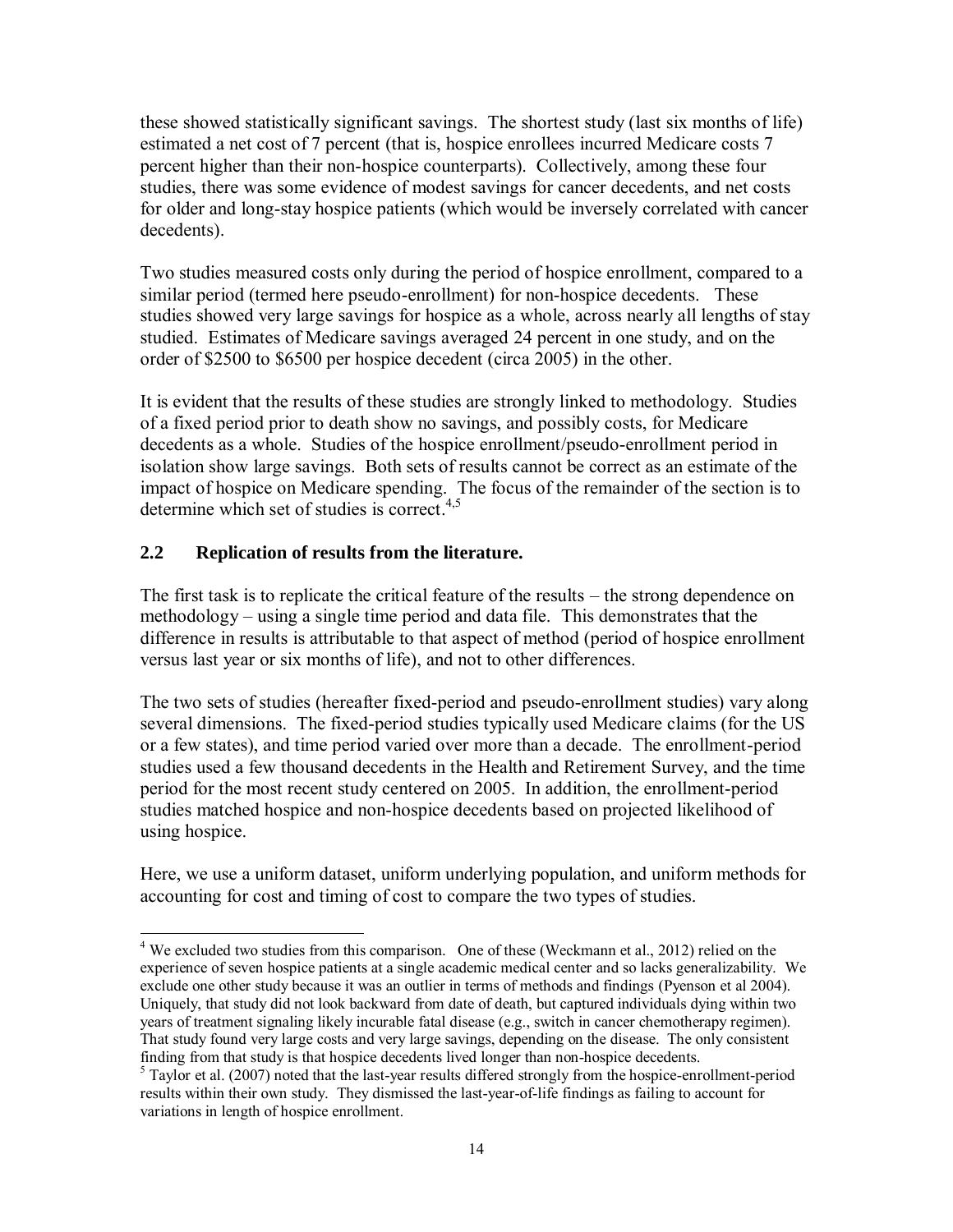these showed statistically significant savings. The shortest study (last six months of life) estimated a net cost of 7 percent (that is, hospice enrollees incurred Medicare costs 7 percent higher than their non-hospice counterparts). Collectively, among these four studies, there was some evidence of modest savings for cancer decedents, and net costs for older and long-stay hospice patients (which would be inversely correlated with cancer decedents).

Two studies measured costs only during the period of hospice enrollment, compared to a similar period (termed here pseudo-enrollment) for non-hospice decedents. These studies showed very large savings for hospice as a whole, across nearly all lengths of stay studied. Estimates of Medicare savings averaged 24 percent in one study, and on the order of $2500 to $6500 per hospice decedent (circa 2005) in the other.

It is evident that the results of these studies are strongly linked to methodology. Studies of a fixed period prior to death show no savings, and possibly costs, for Medicare decedents as a whole. Studies of the hospice enrollment/pseudo-enrollment period in isolation show large savings. Both sets of results cannot be correct as an estimate of the impact of hospice on Medicare spending. The focus of the remainder of the section is to determine which set of studies is correct.[4,5]

## 2.2 Replication of results from the literature.

The first task is to replicate the critical feature of the results – the strong dependence on methodology – using a single time period and data file. This demonstrates that the difference in results is attributable to that aspect of method (period of hospice enrollment versus last year or six months of life), and not to other differences.

The two sets of studies (hereafter fixed-period and pseudo-enrollment studies) vary along several dimensions. The fixed-period studies typically used Medicare claims (for the US or a few states), and time period varied over more than a decade. The enrollment-period studies used a few thousand decedents in the Health and Retirement Survey, and the time period for the most recent study centered on 2005. In addition, the enrollment-period studies matched hospice and non-hospice decedents based on projected likelihood of using hospice.

Here, we use a uniform dataset, uniform underlying population, and uniform methods for accounting for cost and timing of cost to compare the two types of studies.

---

[4] We excluded two studies from this comparison. One of these (Weckmann et al., 2012) relied on the experience of seven hospice patients at a single academic medical center and so lacks generalizability. We exclude one other study because it was an outlier in terms of methods and findings (Pyenson et al 2004). Uniquely, that study did not look backward from date of death, but captured individuals dying within two years of treatment signaling likely incurable fatal disease (e.g., switch in cancer chemotherapy regimen). That study found very large costs and very large savings, depending on the disease. The only consistent finding from that study is that hospice decedents lived longer than non-hospice decedents.

[5] Taylor et al. (2007) noted that the last-year results differed strongly from the hospice-enrollment-period results within their own study. They dismissed the last-year-of-life findings as failing to account for variations in length of hospice enrollment.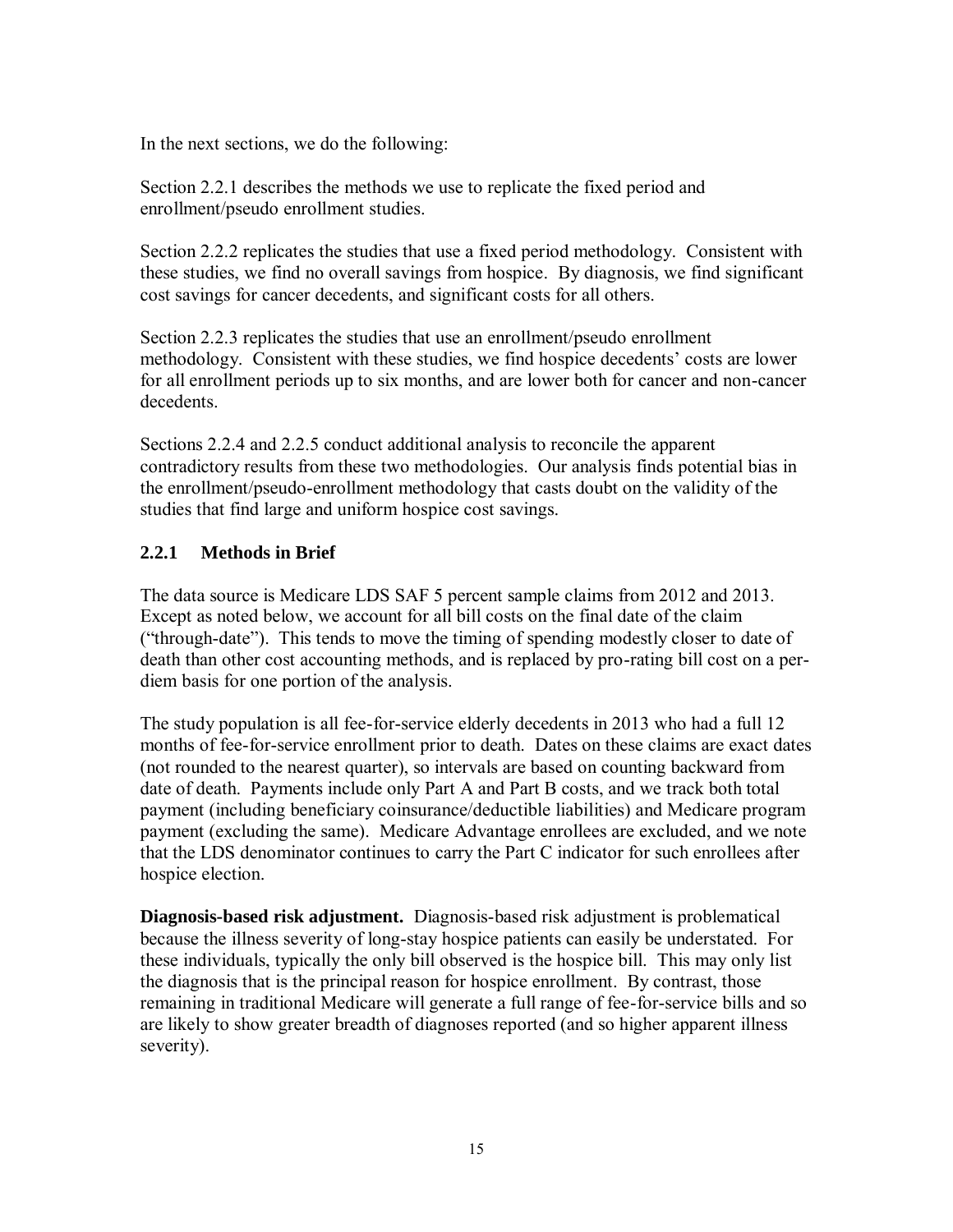In the next sections, we do the following:

Section 2.2.1 describes the methods we use to replicate the fixed period and enrollment/pseudo enrollment studies.

Section 2.2.2 replicates the studies that use a fixed period methodology. Consistent with these studies, we find no overall savings from hospice. By diagnosis, we find significant cost savings for cancer decedents, and significant costs for all others.

Section 2.2.3 replicates the studies that use an enrollment/pseudo enrollment methodology. Consistent with these studies, we find hospice decedents' costs are lower for all enrollment periods up to six months, and are lower both for cancer and non-cancer decedents.

Sections 2.2.4 and 2.2.5 conduct additional analysis to reconcile the apparent contradictory results from these two methodologies. Our analysis finds potential bias in the enrollment/pseudo-enrollment methodology that casts doubt on the validity of the studies that find large and uniform hospice cost savings.

### 2.2.1 Methods in Brief

The data source is Medicare LDS SAF 5 percent sample claims from 2012 and 2013. Except as noted below, we account for all bill costs on the final date of the claim ("through-date"). This tends to move the timing of spending modestly closer to date of death than other cost accounting methods, and is replaced by pro-rating bill cost on a per-diem basis for one portion of the analysis.

The study population is all fee-for-service elderly decedents in 2013 who had a full 12 months of fee-for-service enrollment prior to death. Dates on these claims are exact dates (not rounded to the nearest quarter), so intervals are based on counting backward from date of death. Payments include only Part A and Part B costs, and we track both total payment (including beneficiary coinsurance/deductible liabilities) and Medicare program payment (excluding the same). Medicare Advantage enrollees are excluded, and we note that the LDS denominator continues to carry the Part C indicator for such enrollees after hospice election.

**Diagnosis-based risk adjustment.** Diagnosis-based risk adjustment is problematical because the illness severity of long-stay hospice patients can easily be understated. For these individuals, typically the only bill observed is the hospice bill. This may only list the diagnosis that is the principal reason for hospice enrollment. By contrast, those remaining in traditional Medicare will generate a full range of fee-for-service bills and so are likely to show greater breadth of diagnoses reported (and so higher apparent illness severity).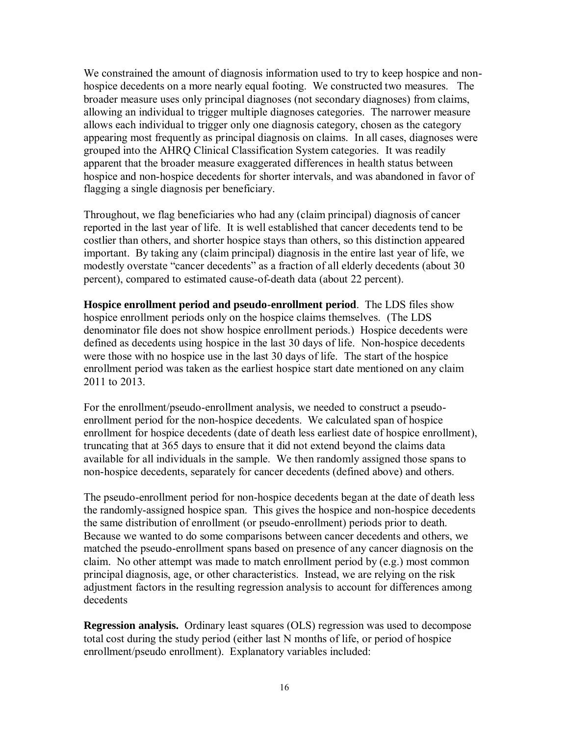We constrained the amount of diagnosis information used to try to keep hospice and non-hospice decedents on a more nearly equal footing. We constructed two measures. The broader measure uses only principal diagnoses (not secondary diagnoses) from claims, allowing an individual to trigger multiple diagnoses categories. The narrower measure allows each individual to trigger only one diagnosis category, chosen as the category appearing most frequently as principal diagnosis on claims. In all cases, diagnoses were grouped into the AHRQ Clinical Classification System categories. It was readily apparent that the broader measure exaggerated differences in health status between hospice and non-hospice decedents for shorter intervals, and was abandoned in favor of flagging a single diagnosis per beneficiary.

Throughout, we flag beneficiaries who had any (claim principal) diagnosis of cancer reported in the last year of life. It is well established that cancer decedents tend to be costlier than others, and shorter hospice stays than others, so this distinction appeared important. By taking any (claim principal) diagnosis in the entire last year of life, we modestly overstate "cancer decedents" as a fraction of all elderly decedents (about 30 percent), compared to estimated cause-of-death data (about 22 percent).

**Hospice enrollment period and pseudo-enrollment period**. The LDS files show hospice enrollment periods only on the hospice claims themselves. (The LDS denominator file does not show hospice enrollment periods.) Hospice decedents were defined as decedents using hospice in the last 30 days of life. Non-hospice decedents were those with no hospice use in the last 30 days of life. The start of the hospice enrollment period was taken as the earliest hospice start date mentioned on any claim 2011 to 2013.

For the enrollment/pseudo-enrollment analysis, we needed to construct a pseudo-enrollment period for the non-hospice decedents. We calculated span of hospice enrollment for hospice decedents (date of death less earliest date of hospice enrollment), truncating that at 365 days to ensure that it did not extend beyond the claims data available for all individuals in the sample. We then randomly assigned those spans to non-hospice decedents, separately for cancer decedents (defined above) and others.

The pseudo-enrollment period for non-hospice decedents began at the date of death less the randomly-assigned hospice span. This gives the hospice and non-hospice decedents the same distribution of enrollment (or pseudo-enrollment) periods prior to death. Because we wanted to do some comparisons between cancer decedents and others, we matched the pseudo-enrollment spans based on presence of any cancer diagnosis on the claim. No other attempt was made to match enrollment period by (e.g.) most common principal diagnosis, age, or other characteristics. Instead, we are relying on the risk adjustment factors in the resulting regression analysis to account for differences among decedents

**Regression analysis.** Ordinary least squares (OLS) regression was used to decompose total cost during the study period (either last N months of life, or period of hospice enrollment/pseudo enrollment). Explanatory variables included: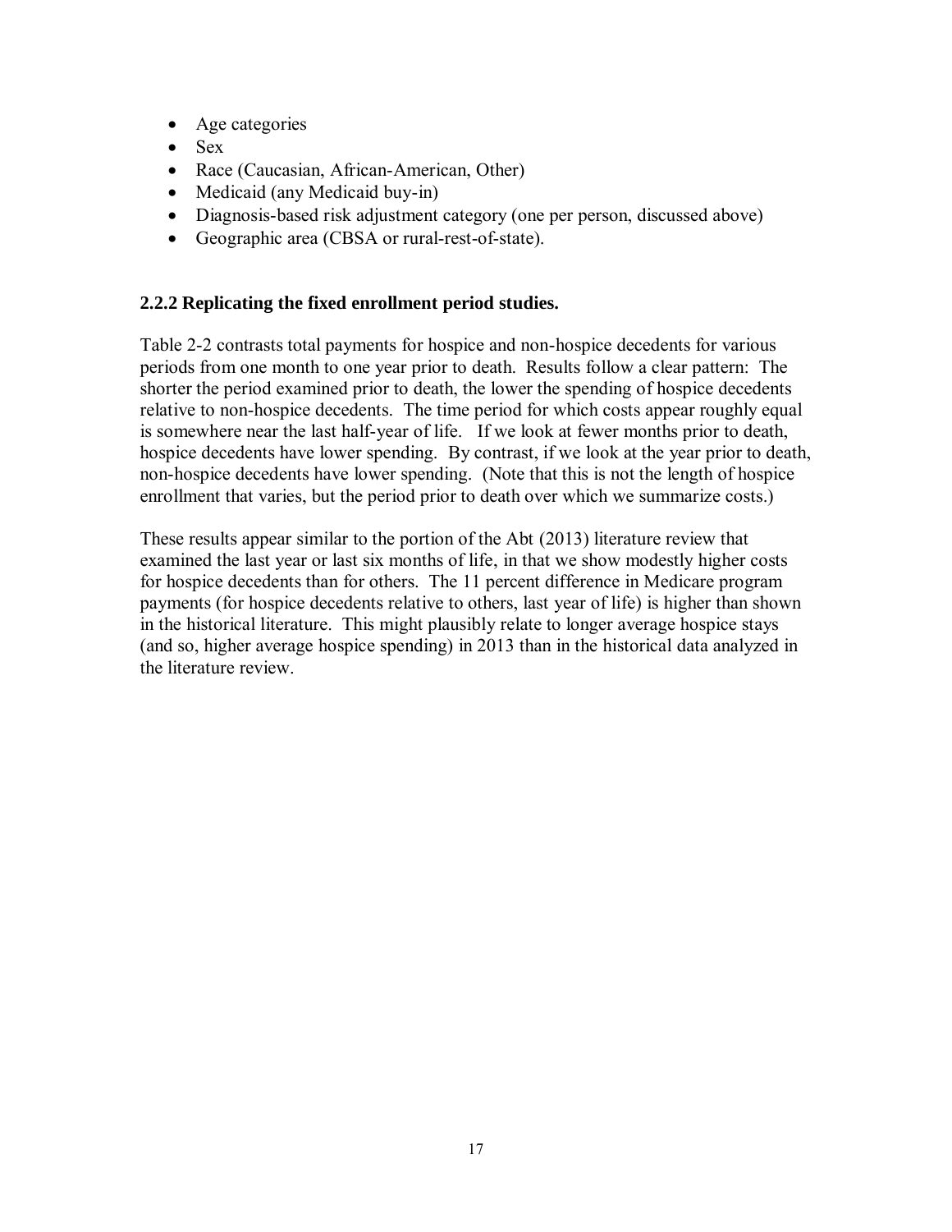- Age categories
- Sex
- Race (Caucasian, African-American, Other)
- Medicaid (any Medicaid buy-in)
- Diagnosis-based risk adjustment category (one per person, discussed above)
- Geographic area (CBSA or rural-rest-of-state).

### 2.2.2 Replicating the fixed enrollment period studies.

Table 2-2 contrasts total payments for hospice and non-hospice decedents for various periods from one month to one year prior to death. Results follow a clear pattern: The shorter the period examined prior to death, the lower the spending of hospice decedents relative to non-hospice decedents. The time period for which costs appear roughly equal is somewhere near the last half-year of life. If we look at fewer months prior to death, hospice decedents have lower spending. By contrast, if we look at the year prior to death, non-hospice decedents have lower spending. (Note that this is not the length of hospice enrollment that varies, but the period prior to death over which we summarize costs.)

These results appear similar to the portion of the Abt (2013) literature review that examined the last year or last six months of life, in that we show modestly higher costs for hospice decedents than for others. The 11 percent difference in Medicare program payments (for hospice decedents relative to others, last year of life) is higher than shown in the historical literature. This might plausibly relate to longer average hospice stays (and so, higher average hospice spending) in 2013 than in the historical data analyzed in the literature review.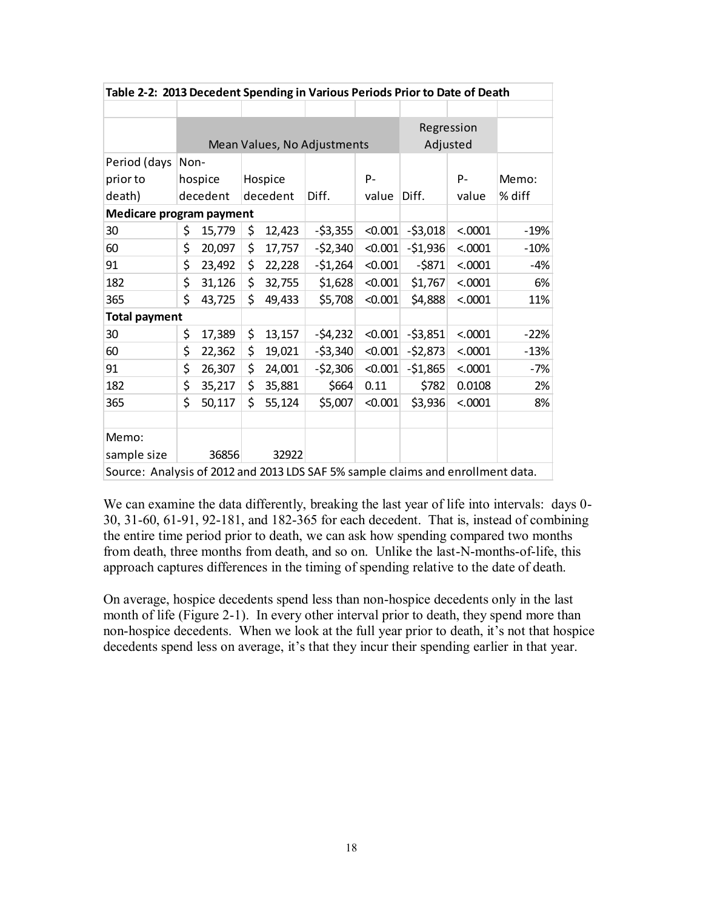| Table 2-2: 2013 Decedent Spending in Various Periods Prior to Date of Death | | | | | | | |
|---|---|---|---|---|---|---|---|
| | Mean Values, No Adjustments | | | | Regression Adjusted | | |
| Period (days prior to death) | Non-hospice decedent | Hospice decedent | Diff. | P-value | Diff. | P-value | Memo: % diff |
| **Medicare program payment** | | | | | | | |
| 30 | $ 15,779 | $ 12,423 | -$3,355 | <0.001 | -$3,018 | <.0001 | -19% |
| 60 | $ 20,097 | $ 17,757 | -$2,340 | <0.001 | -$1,936 | <.0001 | -10% |
| 91 | $ 23,492 | $ 22,228 | -$1,264 | <0.001 | -$871 | <.0001 | -4% |
| 182 | $ 31,126 | $ 32,755 | $1,628 | <0.001 | $1,767 | <.0001 | 6% |
| 365 | $ 43,725 | $ 49,433 | $5,708 | <0.001 | $4,888 | <.0001 | 11% |
| **Total payment** | | | | | | | |
| 30 | $ 17,389 | $ 13,157 | -$4,232 | <0.001 | -$3,851 | <.0001 | -22% |
| 60 | $ 22,362 | $ 19,021 | -$3,340 | <0.001 | -$2,873 | <.0001 | -13% |
| 91 | $ 26,307 | $ 24,001 | -$2,306 | <0.001 | -$1,865 | <.0001 | -7% |
| 182 | $ 35,217 | $ 35,881 | $664 | 0.11 | $782 | 0.0108 | 2% |
| 365 | $ 50,117 | $ 55,124 | $5,007 | <0.001 | $3,936 | <.0001 | 8% |
| Memo: sample size | 36856 | 32922 | | | | | |

Source: Analysis of 2012 and 2013 LDS SAF 5% sample claims and enrollment data.

We can examine the data differently, breaking the last year of life into intervals: days 0-30, 31-60, 61-91, 92-181, and 182-365 for each decedent. That is, instead of combining the entire time period prior to death, we can ask how spending compared two months from death, three months from death, and so on. Unlike the last-N-months-of-life, this approach captures differences in the timing of spending relative to the date of death.

On average, hospice decedents spend less than non-hospice decedents only in the last month of life (Figure 2-1). In every other interval prior to death, they spend more than non-hospice decedents. When we look at the full year prior to death, it's not that hospice decedents spend less on average, it's that they incur their spending earlier in that year.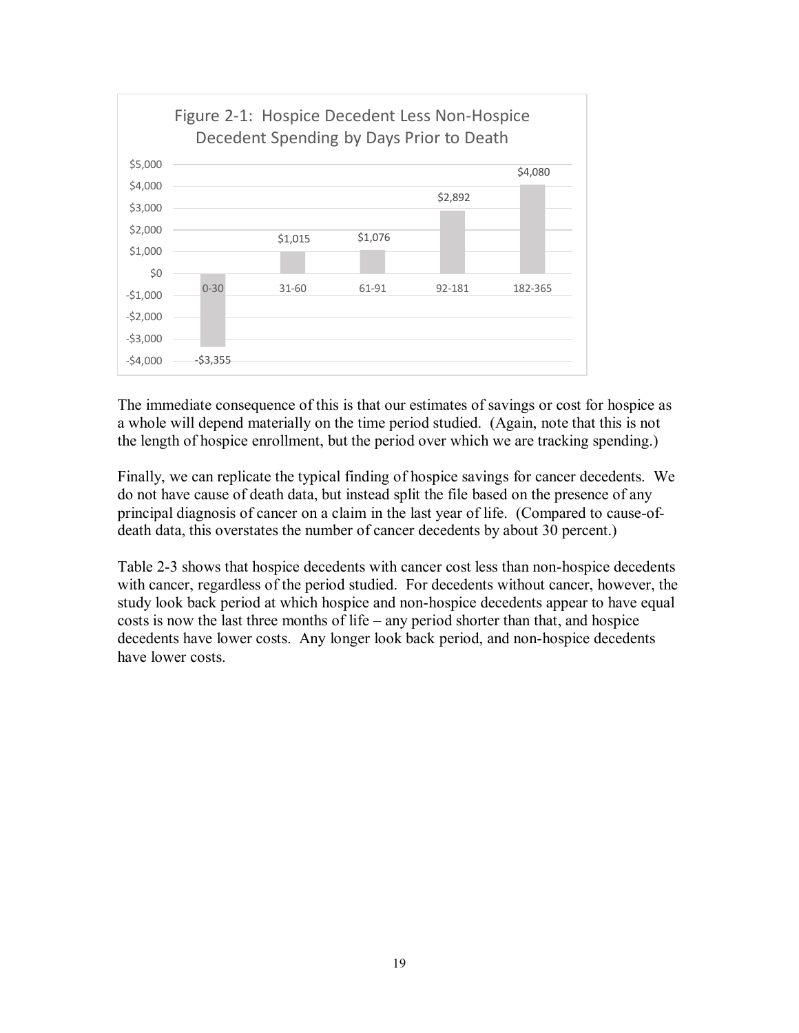Figure 2-1: Hospice Decedent Less Non-Hospice Decedent Spending by Days Prior to Death

| Days Prior to Death | 0-30 | 31-60 | 61-91 | 92-181 | 182-365 |
|---|---|---|---|---|---|
| Difference | -$3,355 | $1,015 | $1,076 | $2,892 | $4,080 |

The immediate consequence of this is that our estimates of savings or cost for hospice as a whole will depend materially on the time period studied. (Again, note that this is not the length of hospice enrollment, but the period over which we are tracking spending.)

Finally, we can replicate the typical finding of hospice savings for cancer decedents. We do not have cause of death data, but instead split the file based on the presence of any principal diagnosis of cancer on a claim in the last year of life. (Compared to cause-of-death data, this overstates the number of cancer decedents by about 30 percent.)

Table 2-3 shows that hospice decedents with cancer cost less than non-hospice decedents with cancer, regardless of the period studied. For decedents without cancer, however, the study look back period at which hospice and non-hospice decedents appear to have equal costs is now the last three months of life – any period shorter than that, and hospice decedents have lower costs. Any longer look back period, and non-hospice decedents have lower costs.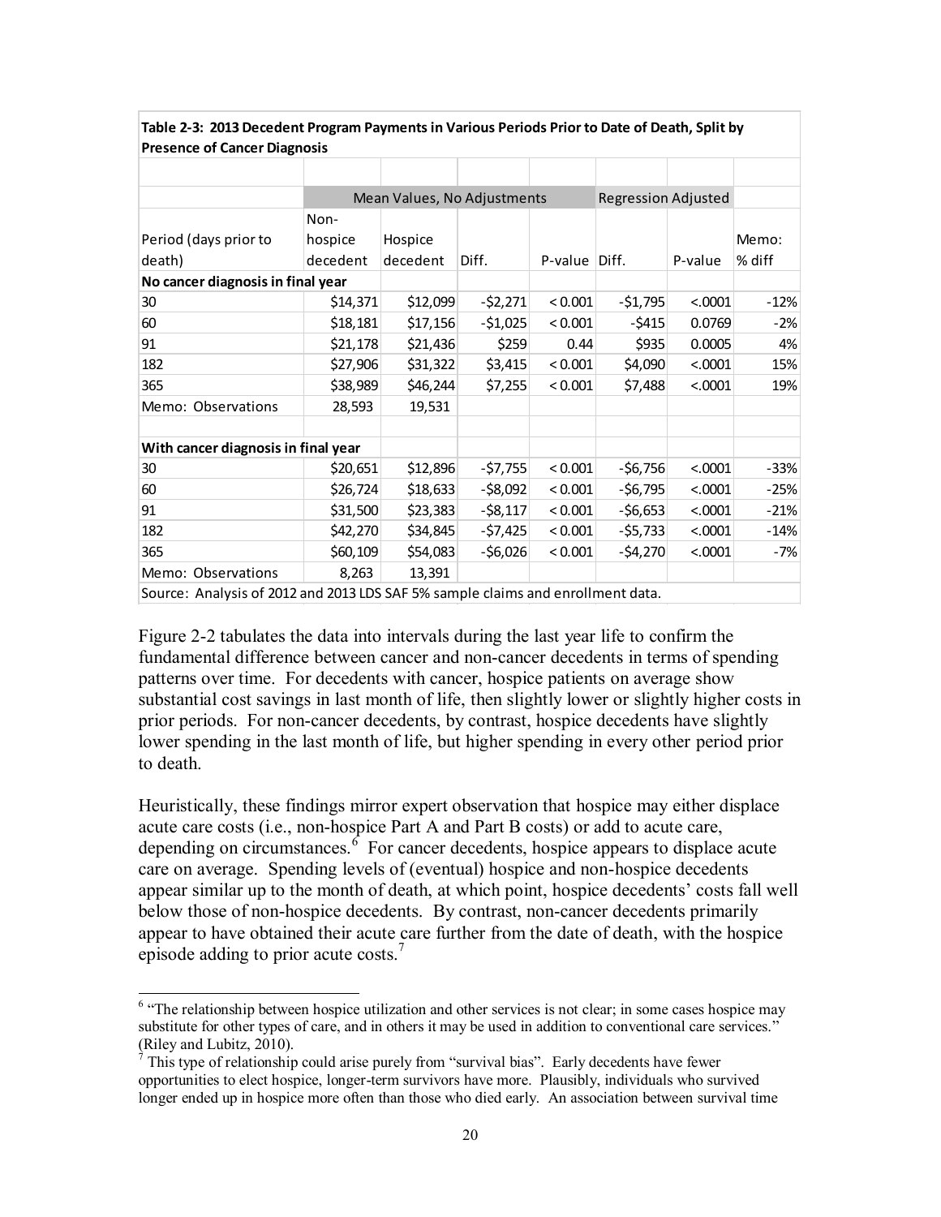| **Table 2-3: 2013 Decedent Program Payments in Various Periods Prior to Date of Death, Split by Presence of Cancer Diagnosis** | | | | | | | |
|---|---|---|---|---|---|---|---|
| | Mean Values, No Adjustments | | | | Regression Adjusted | | |
| Period (days prior to death) | Non-hospice decedent | Hospice decedent | Diff. | P-value | Diff. | P-value | Memo: % diff |
| **No cancer diagnosis in final year** | | | | | | | |
| 30 | $14,371 | $12,099 | -$2,271 | < 0.001 | -$1,795 | <.0001 | -12% |
| 60 | $18,181 | $17,156 | -$1,025 | < 0.001 | -$415 | 0.0769 | -2% |
| 91 | $21,178 | $21,436 | $259 | 0.44 | $935 | 0.0005 | 4% |
| 182 | $27,906 | $31,322 | $3,415 | < 0.001 | $4,090 | <.0001 | 15% |
| 365 | $38,989 | $46,244 | $7,255 | < 0.001 | $7,488 | <.0001 | 19% |
| Memo: Observations | 28,593 | 19,531 | | | | | |
| **With cancer diagnosis in final year** | | | | | | | |
| 30 | $20,651 | $12,896 | -$7,755 | < 0.001 | -$6,756 | <.0001 | -33% |
| 60 | $26,724 | $18,633 | -$8,092 | < 0.001 | -$6,795 | <.0001 | -25% |
| 91 | $31,500 | $23,383 | -$8,117 | < 0.001 | -$6,653 | <.0001 | -21% |
| 182 | $42,270 | $34,845 | -$7,425 | < 0.001 | -$5,733 | <.0001 | -14% |
| 365 | $60,109 | $54,083 | -$6,026 | < 0.001 | -$4,270 | <.0001 | -7% |
| Memo: Observations | 8,263 | 13,391 | | | | | |

Source: Analysis of 2012 and 2013 LDS SAF 5% sample claims and enrollment data.

Figure 2-2 tabulates the data into intervals during the last year life to confirm the fundamental difference between cancer and non-cancer decedents in terms of spending patterns over time. For decedents with cancer, hospice patients on average show substantial cost savings in last month of life, then slightly lower or slightly higher costs in prior periods. For non-cancer decedents, by contrast, hospice decedents have slightly lower spending in the last month of life, but higher spending in every other period prior to death.

Heuristically, these findings mirror expert observation that hospice may either displace acute care costs (i.e., non-hospice Part A and Part B costs) or add to acute care, depending on circumstances.[6] For cancer decedents, hospice appears to displace acute care on average. Spending levels of (eventual) hospice and non-hospice decedents appear similar up to the month of death, at which point, hospice decedents' costs fall well below those of non-hospice decedents. By contrast, non-cancer decedents primarily appear to have obtained their acute care further from the date of death, with the hospice episode adding to prior acute costs.[7]

[6] "The relationship between hospice utilization and other services is not clear; in some cases hospice may substitute for other types of care, and in others it may be used in addition to conventional care services." (Riley and Lubitz, 2010).

[7] This type of relationship could arise purely from "survival bias". Early decedents have fewer opportunities to elect hospice, longer-term survivors have more. Plausibly, individuals who survived longer ended up in hospice more often than those who died early. An association between survival time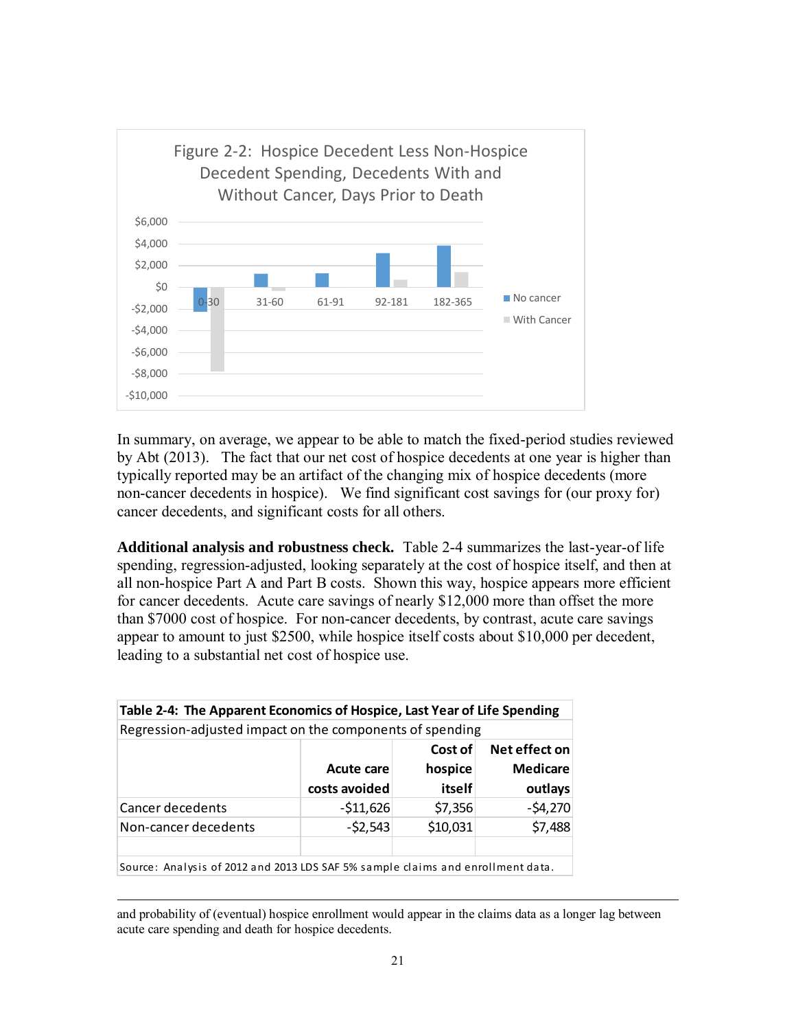Figure 2-2: Hospice Decedent Less Non-Hospice Decedent Spending, Decedents With and Without Cancer, Days Prior to Death

In summary, on average, we appear to be able to match the fixed-period studies reviewed by Abt (2013). The fact that our net cost of hospice decedents at one year is higher than typically reported may be an artifact of the changing mix of hospice decedents (more non-cancer decedents in hospice). We find significant cost savings for (our proxy for) cancer decedents, and significant costs for all others.

**Additional analysis and robustness check.** Table 2-4 summarizes the last-year-of life spending, regression-adjusted, looking separately at the cost of hospice itself, and then at all non-hospice Part A and Part B costs. Shown this way, hospice appears more efficient for cancer decedents. Acute care savings of nearly $12,000 more than offset the more than $7000 cost of hospice. For non-cancer decedents, by contrast, acute care savings appear to amount to just $2500, while hospice itself costs about $10,000 per decedent, leading to a substantial net cost of hospice use.

**Table 2-4: The Apparent Economics of Hospice, Last Year of Life Spending**

Regression-adjusted impact on the components of spending

| | Acute care costs avoided | Cost of hospice itself | Net effect on Medicare outlays |
|---|---|---|---|
| Cancer decedents | -$11,626 | $7,356 | -$4,270 |
| Non-cancer decedents | -$2,543 | $10,031 | $7,488 |

Source: Analysis of 2012 and 2013 LDS SAF 5% sample claims and enrollment data.

---

and probability of (eventual) hospice enrollment would appear in the claims data as a longer lag between acute care spending and death for hospice decedents.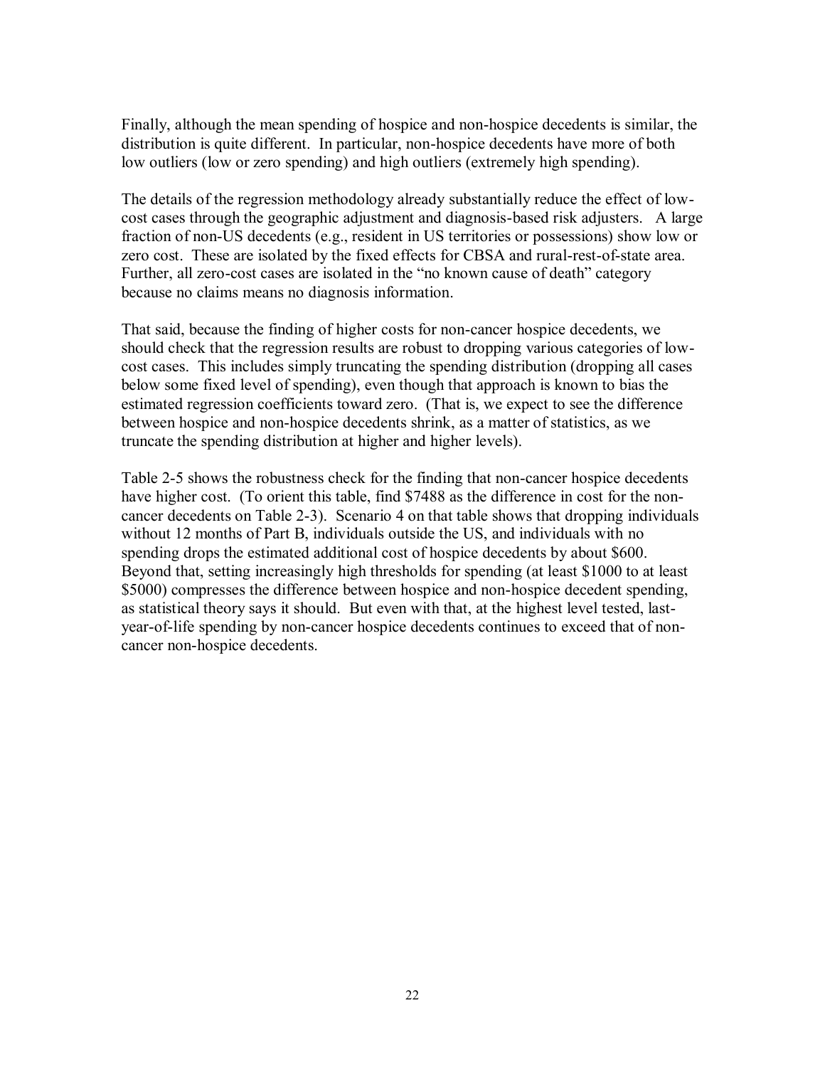Finally, although the mean spending of hospice and non-hospice decedents is similar, the distribution is quite different. In particular, non-hospice decedents have more of both low outliers (low or zero spending) and high outliers (extremely high spending).

The details of the regression methodology already substantially reduce the effect of low-cost cases through the geographic adjustment and diagnosis-based risk adjusters. A large fraction of non-US decedents (e.g., resident in US territories or possessions) show low or zero cost. These are isolated by the fixed effects for CBSA and rural-rest-of-state area. Further, all zero-cost cases are isolated in the "no known cause of death" category because no claims means no diagnosis information.

That said, because the finding of higher costs for non-cancer hospice decedents, we should check that the regression results are robust to dropping various categories of low-cost cases. This includes simply truncating the spending distribution (dropping all cases below some fixed level of spending), even though that approach is known to bias the estimated regression coefficients toward zero. (That is, we expect to see the difference between hospice and non-hospice decedents shrink, as a matter of statistics, as we truncate the spending distribution at higher and higher levels).

Table 2-5 shows the robustness check for the finding that non-cancer hospice decedents have higher cost. (To orient this table, find $7488 as the difference in cost for the non-cancer decedents on Table 2-3). Scenario 4 on that table shows that dropping individuals without 12 months of Part B, individuals outside the US, and individuals with no spending drops the estimated additional cost of hospice decedents by about $600. Beyond that, setting increasingly high thresholds for spending (at least $1000 to at least $5000) compresses the difference between hospice and non-hospice decedent spending, as statistical theory says it should. But even with that, at the highest level tested, last-year-of-life spending by non-cancer hospice decedents continues to exceed that of non-cancer non-hospice decedents.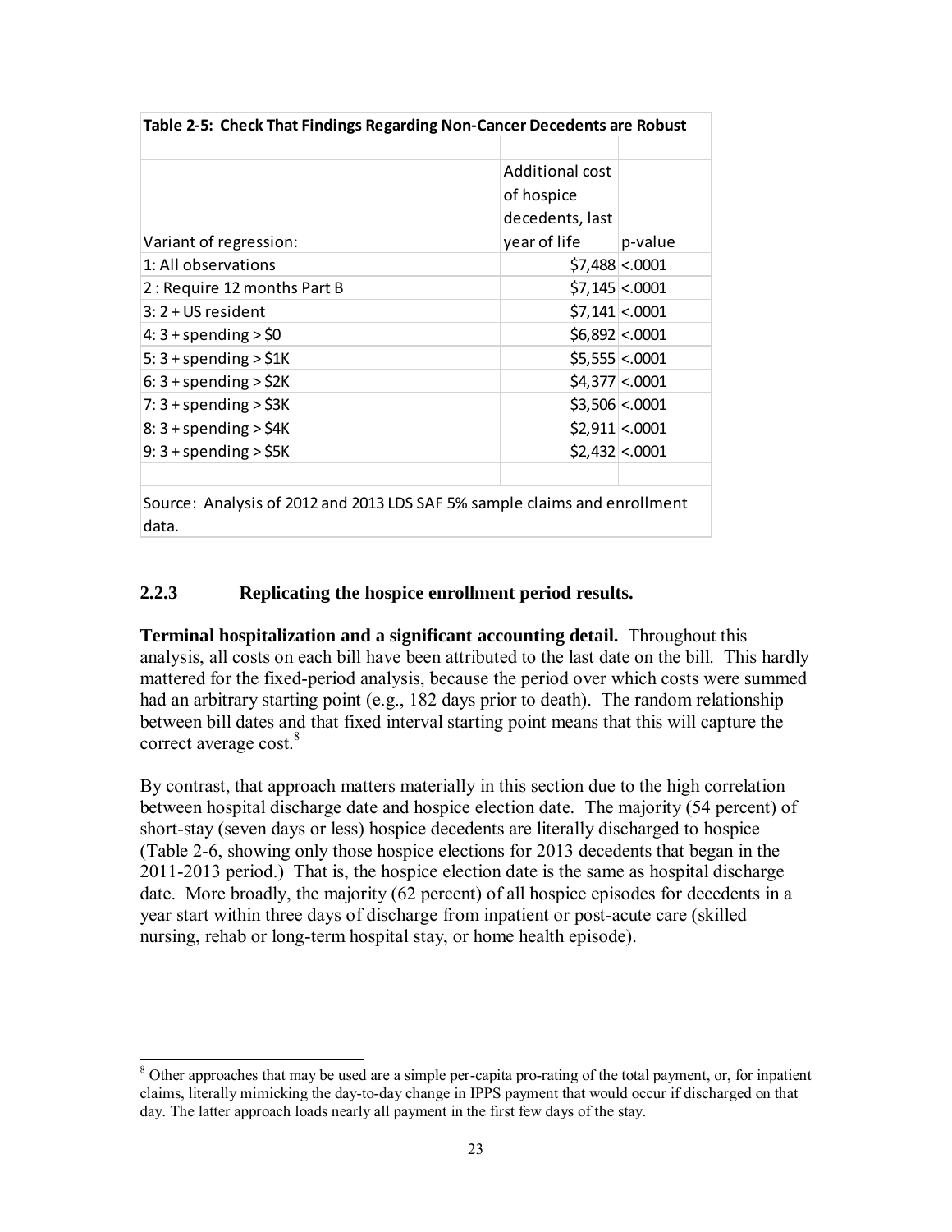**Table 2-5: Check That Findings Regarding Non-Cancer Decedents are Robust**

| Variant of regression: | Additional cost of hospice decedents, last year of life | p-value |
|---|---|---|
| 1: All observations | $7,488 | <.0001 |
| 2 : Require 12 months Part B | $7,145 | <.0001 |
| 3: 2 + US resident | $7,141 | <.0001 |
| 4: 3 + spending > $0 | $6,892 | <.0001 |
| 5: 3 + spending > $1K | $5,555 | <.0001 |
| 6: 3 + spending > $2K | $4,377 | <.0001 |
| 7: 3 + spending > $3K | $3,506 | <.0001 |
| 8: 3 + spending > $4K | $2,911 | <.0001 |
| 9: 3 + spending > $5K | $2,432 | <.0001 |

Source: Analysis of 2012 and 2013 LDS SAF 5% sample claims and enrollment data.

### 2.2.3 Replicating the hospice enrollment period results.

**Terminal hospitalization and a significant accounting detail.** Throughout this analysis, all costs on each bill have been attributed to the last date on the bill. This hardly mattered for the fixed-period analysis, because the period over which costs were summed had an arbitrary starting point (e.g., 182 days prior to death). The random relationship between bill dates and that fixed interval starting point means that this will capture the correct average cost.[8]

By contrast, that approach matters materially in this section due to the high correlation between hospital discharge date and hospice election date. The majority (54 percent) of short-stay (seven days or less) hospice decedents are literally discharged to hospice (Table 2-6, showing only those hospice elections for 2013 decedents that began in the 2011-2013 period.) That is, the hospice election date is the same as hospital discharge date. More broadly, the majority (62 percent) of all hospice episodes for decedents in a year start within three days of discharge from inpatient or post-acute care (skilled nursing, rehab or long-term hospital stay, or home health episode).

[8] Other approaches that may be used are a simple per-capita pro-rating of the total payment, or, for inpatient claims, literally mimicking the day-to-day change in IPPS payment that would occur if discharged on that day. The latter approach loads nearly all payment in the first few days of the stay.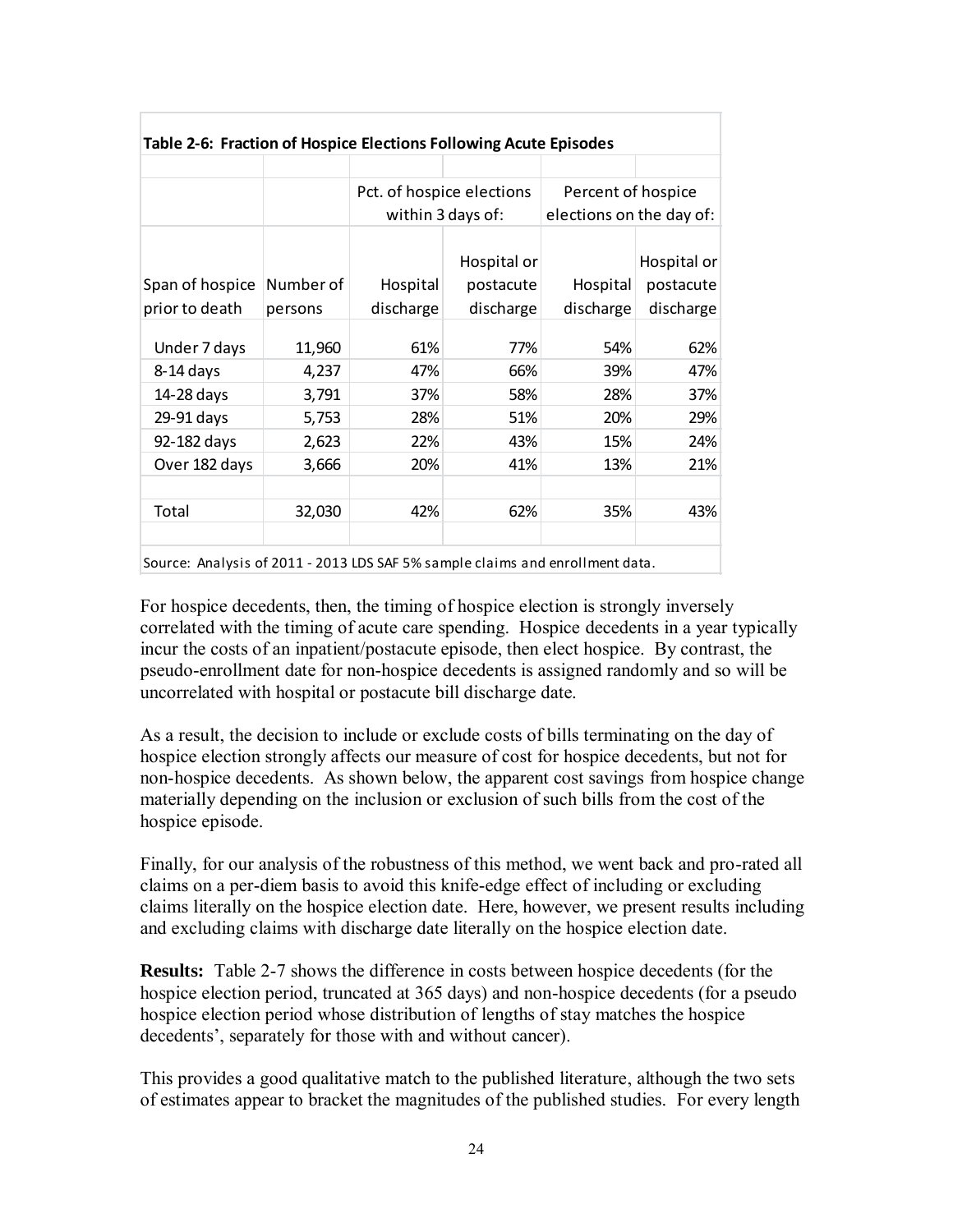**Table 2-6: Fraction of Hospice Elections Following Acute Episodes**

| | | Pct. of hospice elections within 3 days of: | | Percent of hospice elections on the day of: | |
|---|---|---|---|---|---|
| Span of hospice prior to death | Number of persons | Hospital discharge | Hospital or postacute discharge | Hospital discharge | Hospital or postacute discharge |
| Under 7 days | 11,960 | 61% | 77% | 54% | 62% |
| 8-14 days | 4,237 | 47% | 66% | 39% | 47% |
| 14-28 days | 3,791 | 37% | 58% | 28% | 37% |
| 29-91 days | 5,753 | 28% | 51% | 20% | 29% |
| 92-182 days | 2,623 | 22% | 43% | 15% | 24% |
| Over 182 days | 3,666 | 20% | 41% | 13% | 21% |
| | | | | | |
| Total | 32,030 | 42% | 62% | 35% | 43% |

Source: Analysis of 2011 - 2013 LDS SAF 5% sample claims and enrollment data.

For hospice decedents, then, the timing of hospice election is strongly inversely correlated with the timing of acute care spending. Hospice decedents in a year typically incur the costs of an inpatient/postacute episode, then elect hospice. By contrast, the pseudo-enrollment date for non-hospice decedents is assigned randomly and so will be uncorrelated with hospital or postacute bill discharge date.

As a result, the decision to include or exclude costs of bills terminating on the day of hospice election strongly affects our measure of cost for hospice decedents, but not for non-hospice decedents. As shown below, the apparent cost savings from hospice change materially depending on the inclusion or exclusion of such bills from the cost of the hospice episode.

Finally, for our analysis of the robustness of this method, we went back and pro-rated all claims on a per-diem basis to avoid this knife-edge effect of including or excluding claims literally on the hospice election date. Here, however, we present results including and excluding claims with discharge date literally on the hospice election date.

**Results:** Table 2-7 shows the difference in costs between hospice decedents (for the hospice election period, truncated at 365 days) and non-hospice decedents (for a pseudo hospice election period whose distribution of lengths of stay matches the hospice decedents', separately for those with and without cancer).

This provides a good qualitative match to the published literature, although the two sets of estimates appear to bracket the magnitudes of the published studies. For every length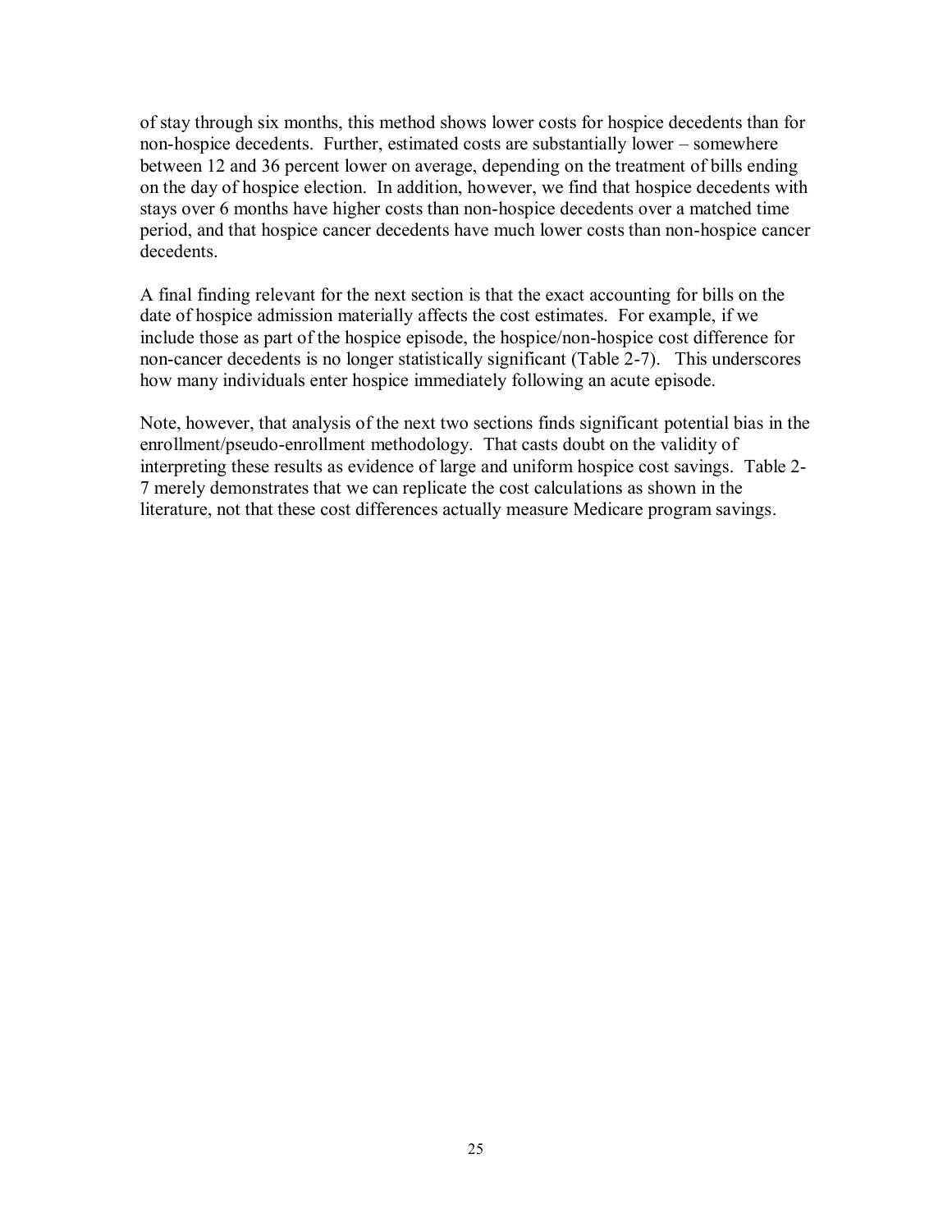of stay through six months, this method shows lower costs for hospice decedents than for non-hospice decedents. Further, estimated costs are substantially lower – somewhere between 12 and 36 percent lower on average, depending on the treatment of bills ending on the day of hospice election. In addition, however, we find that hospice decedents with stays over 6 months have higher costs than non-hospice decedents over a matched time period, and that hospice cancer decedents have much lower costs than non-hospice cancer decedents.

A final finding relevant for the next section is that the exact accounting for bills on the date of hospice admission materially affects the cost estimates. For example, if we include those as part of the hospice episode, the hospice/non-hospice cost difference for non-cancer decedents is no longer statistically significant (Table 2-7). This underscores how many individuals enter hospice immediately following an acute episode.

Note, however, that analysis of the next two sections finds significant potential bias in the enrollment/pseudo-enrollment methodology. That casts doubt on the validity of interpreting these results as evidence of large and uniform hospice cost savings. Table 2-7 merely demonstrates that we can replicate the cost calculations as shown in the literature, not that these cost differences actually measure Medicare program savings.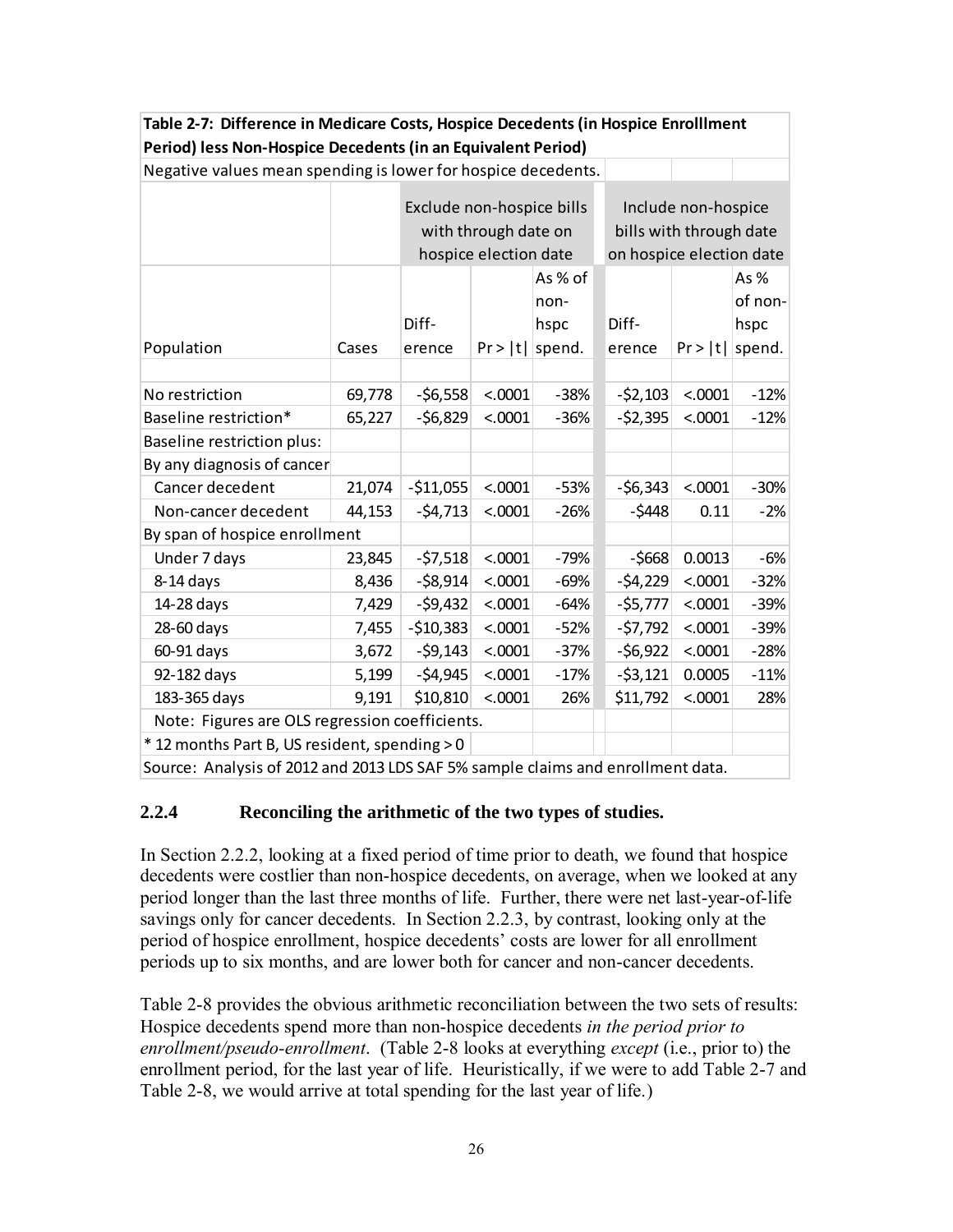**Table 2-7: Difference in Medicare Costs, Hospice Decedents (in Hospice Enrolllment Period) less Non-Hospice Decedents (in an Equivalent Period)**

Negative values mean spending is lower for hospice decedents.

| | | Exclude non-hospice bills with through date on hospice election date | | | Include non-hospice bills with through date on hospice election date | | |
|---|---|---|---|---|---|---|---|
| Population | Cases | Diff-erence | Pr > \|t\| | As % of non-hspc spend. | Diff-erence | Pr > \|t\| | As % of non-hspc spend. |
| No restriction | 69,778 | -$6,558 | <.0001 | -38% | -$2,103 | <.0001 | -12% |
| Baseline restriction* | 65,227 | -$6,829 | <.0001 | -36% | -$2,395 | <.0001 | -12% |
| Baseline restriction plus: | | | | | | | |
| By any diagnosis of cancer | | | | | | | |
| Cancer decedent | 21,074 | -$11,055 | <.0001 | -53% | -$6,343 | <.0001 | -30% |
| Non-cancer decedent | 44,153 | -$4,713 | <.0001 | -26% | -$448 | 0.11 | -2% |
| By span of hospice enrollment | | | | | | | |
| Under 7 days | 23,845 | -$7,518 | <.0001 | -79% | -$668 | 0.0013 | -6% |
| 8-14 days | 8,436 | -$8,914 | <.0001 | -69% | -$4,229 | <.0001 | -32% |
| 14-28 days | 7,429 | -$9,432 | <.0001 | -64% | -$5,777 | <.0001 | -39% |
| 28-60 days | 7,455 | -$10,383 | <.0001 | -52% | -$7,792 | <.0001 | -39% |
| 60-91 days | 3,672 | -$9,143 | <.0001 | -37% | -$6,922 | <.0001 | -28% |
| 92-182 days | 5,199 | -$4,945 | <.0001 | -17% | -$3,121 | 0.0005 | -11% |
| 183-365 days | 9,191 | $10,810 | <.0001 | 26% | $11,792 | <.0001 | 28% |

Note: Figures are OLS regression coefficients.

* 12 months Part B, US resident, spending > 0

Source: Analysis of 2012 and 2013 LDS SAF 5% sample claims and enrollment data.

### 2.2.4 Reconciling the arithmetic of the two types of studies.

In Section 2.2.2, looking at a fixed period of time prior to death, we found that hospice decedents were costlier than non-hospice decedents, on average, when we looked at any period longer than the last three months of life. Further, there were net last-year-of-life savings only for cancer decedents. In Section 2.2.3, by contrast, looking only at the period of hospice enrollment, hospice decedents' costs are lower for all enrollment periods up to six months, and are lower both for cancer and non-cancer decedents.

Table 2-8 provides the obvious arithmetic reconciliation between the two sets of results: Hospice decedents spend more than non-hospice decedents *in the period prior to enrollment/pseudo-enrollment*. (Table 2-8 looks at everything *except* (i.e., prior to) the enrollment period, for the last year of life. Heuristically, if we were to add Table 2-7 and Table 2-8, we would arrive at total spending for the last year of life.)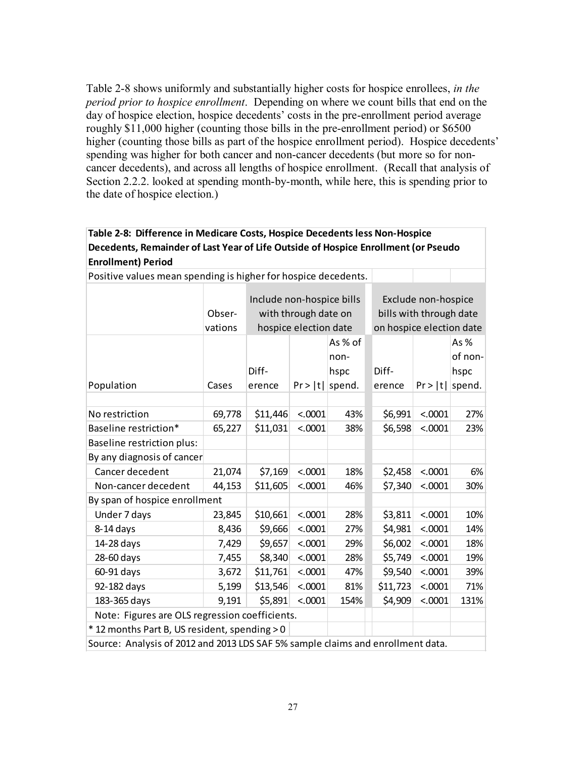Table 2-8 shows uniformly and substantially higher costs for hospice enrollees, *in the period prior to hospice enrollment*. Depending on where we count bills that end on the day of hospice election, hospice decedents' costs in the pre-enrollment period average roughly $11,000 higher (counting those bills in the pre-enrollment period) or $6500 higher (counting those bills as part of the hospice enrollment period). Hospice decedents' spending was higher for both cancer and non-cancer decedents (but more so for non-cancer decedents), and across all lengths of hospice enrollment. (Recall that analysis of Section 2.2.2. looked at spending month-by-month, while here, this is spending prior to the date of hospice election.)

**Table 2-8: Difference in Medicare Costs, Hospice Decedents less Non-Hospice Decedents, Remainder of Last Year of Life Outside of Hospice Enrollment (or Pseudo Enrollment) Period**

Positive values mean spending is higher for hospice decedents.

| | Obser-vations | Include non-hospice bills with through date on hospice election date | | | Exclude non-hospice bills with through date on hospice election date | | |
|---|---|---|---|---|---|---|---|
| Population | Cases | Diff-erence | Pr > \|t\| | As % of non-hspc spend. | Diff-erence | Pr > \|t\| | As % of non-hspc spend. |
| No restriction | 69,778 | $11,446 | <.0001 | 43% | $6,991 | <.0001 | 27% |
| Baseline restriction* | 65,227 | $11,031 | <.0001 | 38% | $6,598 | <.0001 | 23% |
| Baseline restriction plus: | | | | | | | |
| By any diagnosis of cancer | | | | | | | |
| Cancer decedent | 21,074 | $7,169 | <.0001 | 18% | $2,458 | <.0001 | 6% |
| Non-cancer decedent | 44,153 | $11,605 | <.0001 | 46% | $7,340 | <.0001 | 30% |
| By span of hospice enrollment | | | | | | | |
| Under 7 days | 23,845 | $10,661 | <.0001 | 28% | $3,811 | <.0001 | 10% |
| 8-14 days | 8,436 | $9,666 | <.0001 | 27% | $4,981 | <.0001 | 14% |
| 14-28 days | 7,429 | $9,657 | <.0001 | 29% | $6,002 | <.0001 | 18% |
| 28-60 days | 7,455 | $8,340 | <.0001 | 28% | $5,749 | <.0001 | 19% |
| 60-91 days | 3,672 | $11,761 | <.0001 | 47% | $9,540 | <.0001 | 39% |
| 92-182 days | 5,199 | $13,546 | <.0001 | 81% | $11,723 | <.0001 | 71% |
| 183-365 days | 9,191 | $5,891 | <.0001 | 154% | $4,909 | <.0001 | 131% |

Note: Figures are OLS regression coefficients.

* 12 months Part B, US resident, spending > 0

Source: Analysis of 2012 and 2013 LDS SAF 5% sample claims and enrollment data.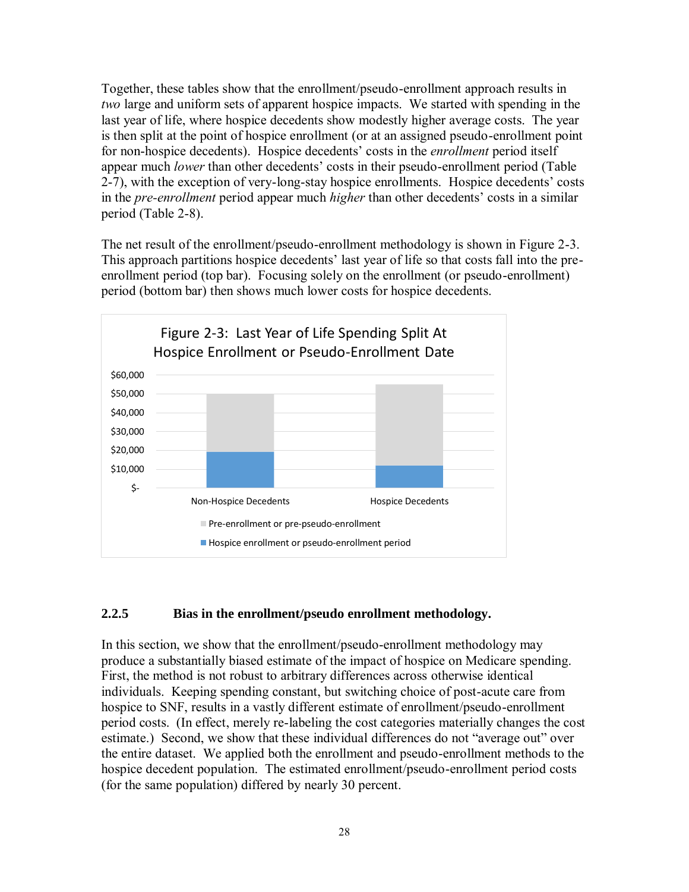Together, these tables show that the enrollment/pseudo-enrollment approach results in *two* large and uniform sets of apparent hospice impacts. We started with spending in the last year of life, where hospice decedents show modestly higher average costs. The year is then split at the point of hospice enrollment (or at an assigned pseudo-enrollment point for non-hospice decedents). Hospice decedents' costs in the *enrollment* period itself appear much *lower* than other decedents' costs in their pseudo-enrollment period (Table 2-7), with the exception of very-long-stay hospice enrollments. Hospice decedents' costs in the *pre-enrollment* period appear much *higher* than other decedents' costs in a similar period (Table 2-8).

The net result of the enrollment/pseudo-enrollment methodology is shown in Figure 2-3. This approach partitions hospice decedents' last year of life so that costs fall into the pre-enrollment period (top bar). Focusing solely on the enrollment (or pseudo-enrollment) period (bottom bar) then shows much lower costs for hospice decedents.

Figure 2-3: Last Year of Life Spending Split At Hospice Enrollment or Pseudo-Enrollment Date

### 2.2.5 Bias in the enrollment/pseudo enrollment methodology.

In this section, we show that the enrollment/pseudo-enrollment methodology may produce a substantially biased estimate of the impact of hospice on Medicare spending. First, the method is not robust to arbitrary differences across otherwise identical individuals. Keeping spending constant, but switching choice of post-acute care from hospice to SNF, results in a vastly different estimate of enrollment/pseudo-enrollment period costs. (In effect, merely re-labeling the cost categories materially changes the cost estimate.) Second, we show that these individual differences do not "average out" over the entire dataset. We applied both the enrollment and pseudo-enrollment methods to the hospice decedent population. The estimated enrollment/pseudo-enrollment period costs (for the same population) differed by nearly 30 percent.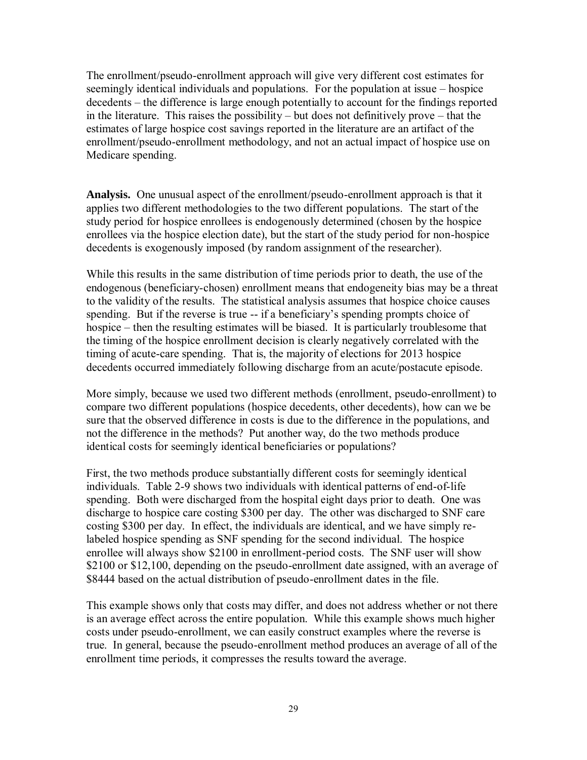The enrollment/pseudo-enrollment approach will give very different cost estimates for seemingly identical individuals and populations. For the population at issue – hospice decedents – the difference is large enough potentially to account for the findings reported in the literature. This raises the possibility – but does not definitively prove – that the estimates of large hospice cost savings reported in the literature are an artifact of the enrollment/pseudo-enrollment methodology, and not an actual impact of hospice use on Medicare spending.

**Analysis.** One unusual aspect of the enrollment/pseudo-enrollment approach is that it applies two different methodologies to the two different populations. The start of the study period for hospice enrollees is endogenously determined (chosen by the hospice enrollees via the hospice election date), but the start of the study period for non-hospice decedents is exogenously imposed (by random assignment of the researcher).

While this results in the same distribution of time periods prior to death, the use of the endogenous (beneficiary-chosen) enrollment means that endogeneity bias may be a threat to the validity of the results. The statistical analysis assumes that hospice choice causes spending. But if the reverse is true -- if a beneficiary's spending prompts choice of hospice – then the resulting estimates will be biased. It is particularly troublesome that the timing of the hospice enrollment decision is clearly negatively correlated with the timing of acute-care spending. That is, the majority of elections for 2013 hospice decedents occurred immediately following discharge from an acute/postacute episode.

More simply, because we used two different methods (enrollment, pseudo-enrollment) to compare two different populations (hospice decedents, other decedents), how can we be sure that the observed difference in costs is due to the difference in the populations, and not the difference in the methods? Put another way, do the two methods produce identical costs for seemingly identical beneficiaries or populations?

First, the two methods produce substantially different costs for seemingly identical individuals. Table 2-9 shows two individuals with identical patterns of end-of-life spending. Both were discharged from the hospital eight days prior to death. One was discharge to hospice care costing \$300 per day. The other was discharged to SNF care costing \$300 per day. In effect, the individuals are identical, and we have simply re-labeled hospice spending as SNF spending for the second individual. The hospice enrollee will always show \$2100 in enrollment-period costs. The SNF user will show \$2100 or \$12,100, depending on the pseudo-enrollment date assigned, with an average of \$8444 based on the actual distribution of pseudo-enrollment dates in the file.

This example shows only that costs may differ, and does not address whether or not there is an average effect across the entire population. While this example shows much higher costs under pseudo-enrollment, we can easily construct examples where the reverse is true. In general, because the pseudo-enrollment method produces an average of all of the enrollment time periods, it compresses the results toward the average.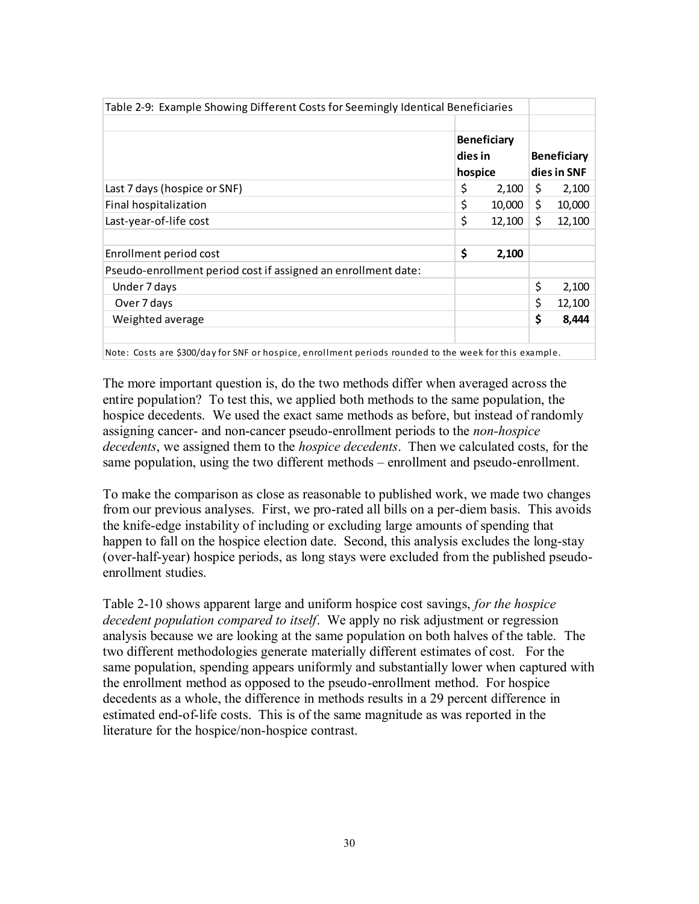Table 2-9: Example Showing Different Costs for Seemingly Identical Beneficiaries

| | Beneficiary dies in hospice | Beneficiary dies in SNF |
|---|---|---|
| Last 7 days (hospice or SNF) | $ 2,100 | $ 2,100 |
| Final hospitalization | $ 10,000 | $ 10,000 |
| Last-year-of-life cost | $ 12,100 | $ 12,100 |
| | | |
| Enrollment period cost | **$ 2,100** | |
| Pseudo-enrollment period cost if assigned an enrollment date: | | |
| Under 7 days | | $ 2,100 |
| Over 7 days | | $ 12,100 |
| Weighted average | | **$ 8,444** |

Note: Costs are $300/day for SNF or hospice, enrollment periods rounded to the week for this example.

The more important question is, do the two methods differ when averaged across the entire population? To test this, we applied both methods to the same population, the hospice decedents. We used the exact same methods as before, but instead of randomly assigning cancer- and non-cancer pseudo-enrollment periods to the *non-hospice decedents*, we assigned them to the *hospice decedents*. Then we calculated costs, for the same population, using the two different methods – enrollment and pseudo-enrollment.

To make the comparison as close as reasonable to published work, we made two changes from our previous analyses. First, we pro-rated all bills on a per-diem basis. This avoids the knife-edge instability of including or excluding large amounts of spending that happen to fall on the hospice election date. Second, this analysis excludes the long-stay (over-half-year) hospice periods, as long stays were excluded from the published pseudo-enrollment studies.

Table 2-10 shows apparent large and uniform hospice cost savings, *for the hospice decedent population compared to itself*. We apply no risk adjustment or regression analysis because we are looking at the same population on both halves of the table. The two different methodologies generate materially different estimates of cost. For the same population, spending appears uniformly and substantially lower when captured with the enrollment method as opposed to the pseudo-enrollment method. For hospice decedents as a whole, the difference in methods results in a 29 percent difference in estimated end-of-life costs. This is of the same magnitude as was reported in the literature for the hospice/non-hospice contrast.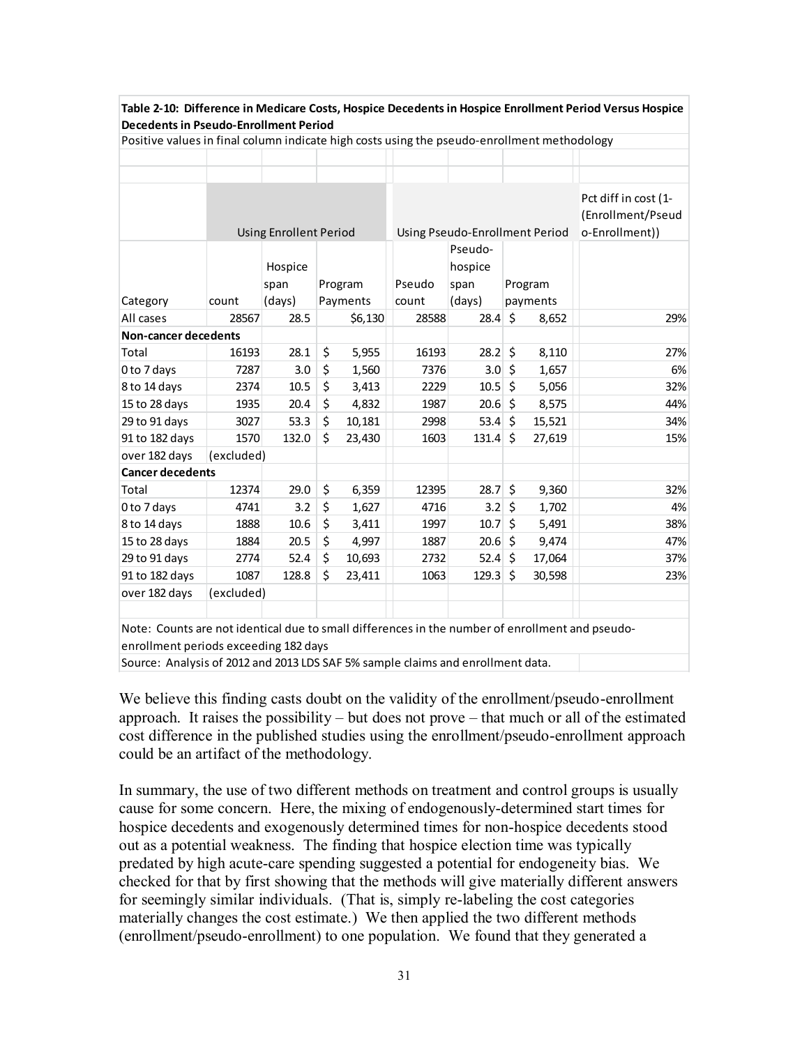**Table 2-10: Difference in Medicare Costs, Hospice Decedents in Hospice Enrollment Period Versus Hospice Decedents in Pseudo-Enrollment Period**

Positive values in final column indicate high costs using the pseudo-enrollment methodology

| | Using Enrollent Period | | | Using Pseudo-Enrollment Period | | | Pct diff in cost (1-(Enrollment/Pseudo-Enrollment)) |
|---|---|---|---|---|---|---|---|
| Category | count | Hospice span (days) | Program Payments | Pseudo count | Pseudo-hospice span (days) | Program payments | |
| All cases | 28567 | 28.5 | $6,130 | 28588 | 28.4 | $ 8,652 | 29% |
| **Non-cancer decedents** | | | | | | | |
| Total | 16193 | 28.1 | $ 5,955 | 16193 | 28.2 | $ 8,110 | 27% |
| 0 to 7 days | 7287 | 3.0 | $ 1,560 | 7376 | 3.0 | $ 1,657 | 6% |
| 8 to 14 days | 2374 | 10.5 | $ 3,413 | 2229 | 10.5 | $ 5,056 | 32% |
| 15 to 28 days | 1935 | 20.4 | $ 4,832 | 1987 | 20.6 | $ 8,575 | 44% |
| 29 to 91 days | 3027 | 53.3 | $ 10,181 | 2998 | 53.4 | $ 15,521 | 34% |
| 91 to 182 days | 1570 | 132.0 | $ 23,430 | 1603 | 131.4 | $ 27,619 | 15% |
| over 182 days | (excluded) | | | | | | |
| **Cancer decedents** | | | | | | | |
| Total | 12374 | 29.0 | $ 6,359 | 12395 | 28.7 | $ 9,360 | 32% |
| 0 to 7 days | 4741 | 3.2 | $ 1,627 | 4716 | 3.2 | $ 1,702 | 4% |
| 8 to 14 days | 1888 | 10.6 | $ 3,411 | 1997 | 10.7 | $ 5,491 | 38% |
| 15 to 28 days | 1884 | 20.5 | $ 4,997 | 1887 | 20.6 | $ 9,474 | 47% |
| 29 to 91 days | 2774 | 52.4 | $ 10,693 | 2732 | 52.4 | $ 17,064 | 37% |
| 91 to 182 days | 1087 | 128.8 | $ 23,411 | 1063 | 129.3 | $ 30,598 | 23% |
| over 182 days | (excluded) | | | | | | |

Note: Counts are not identical due to small differences in the number of enrollment and pseudo-enrollment periods exceeding 182 days

Source: Analysis of 2012 and 2013 LDS SAF 5% sample claims and enrollment data.

We believe this finding casts doubt on the validity of the enrollment/pseudo-enrollment approach. It raises the possibility – but does not prove – that much or all of the estimated cost difference in the published studies using the enrollment/pseudo-enrollment approach could be an artifact of the methodology.

In summary, the use of two different methods on treatment and control groups is usually cause for some concern. Here, the mixing of endogenously-determined start times for hospice decedents and exogenously determined times for non-hospice decedents stood out as a potential weakness. The finding that hospice election time was typically predated by high acute-care spending suggested a potential for endogeneity bias. We checked for that by first showing that the methods will give materially different answers for seemingly similar individuals. (That is, simply re-labeling the cost categories materially changes the cost estimate.) We then applied the two different methods (enrollment/pseudo-enrollment) to one population. We found that they generated a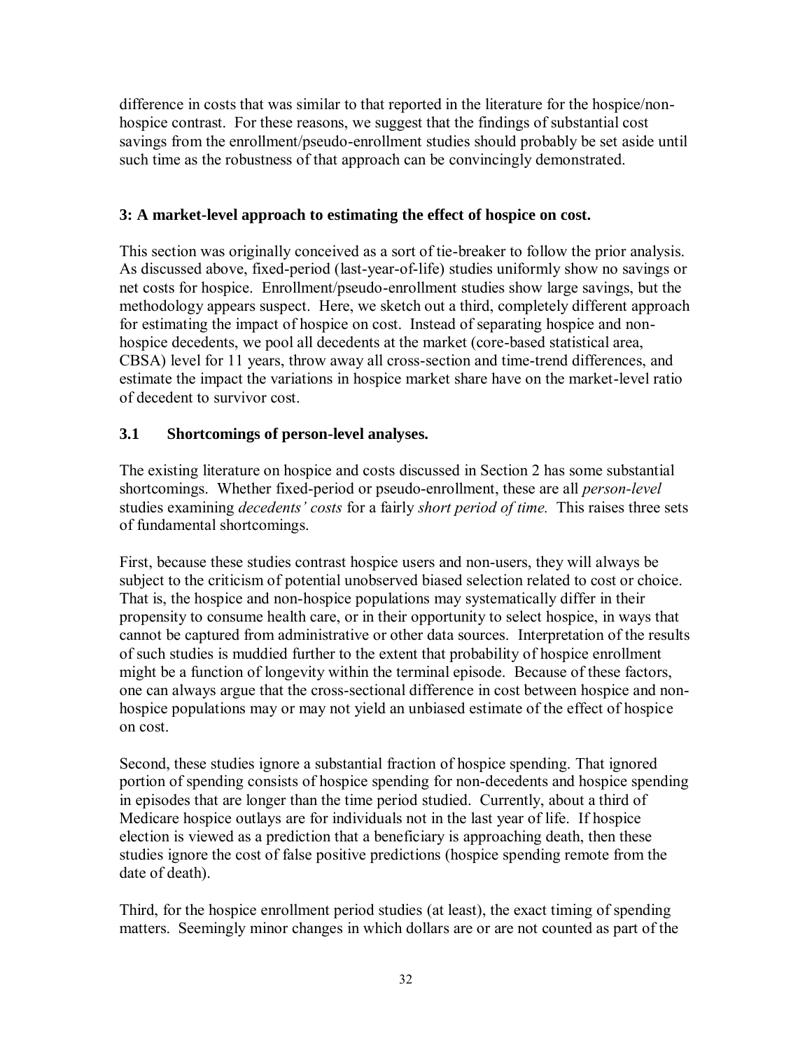difference in costs that was similar to that reported in the literature for the hospice/non-hospice contrast. For these reasons, we suggest that the findings of substantial cost savings from the enrollment/pseudo-enrollment studies should probably be set aside until such time as the robustness of that approach can be convincingly demonstrated.

## 3: A market-level approach to estimating the effect of hospice on cost.

This section was originally conceived as a sort of tie-breaker to follow the prior analysis. As discussed above, fixed-period (last-year-of-life) studies uniformly show no savings or net costs for hospice. Enrollment/pseudo-enrollment studies show large savings, but the methodology appears suspect. Here, we sketch out a third, completely different approach for estimating the impact of hospice on cost. Instead of separating hospice and non-hospice decedents, we pool all decedents at the market (core-based statistical area, CBSA) level for 11 years, throw away all cross-section and time-trend differences, and estimate the impact the variations in hospice market share have on the market-level ratio of decedent to survivor cost.

### 3.1 Shortcomings of person-level analyses.

The existing literature on hospice and costs discussed in Section 2 has some substantial shortcomings. Whether fixed-period or pseudo-enrollment, these are all *person-level* studies examining *decedents' costs* for a fairly *short period of time.* This raises three sets of fundamental shortcomings.

First, because these studies contrast hospice users and non-users, they will always be subject to the criticism of potential unobserved biased selection related to cost or choice. That is, the hospice and non-hospice populations may systematically differ in their propensity to consume health care, or in their opportunity to select hospice, in ways that cannot be captured from administrative or other data sources. Interpretation of the results of such studies is muddied further to the extent that probability of hospice enrollment might be a function of longevity within the terminal episode. Because of these factors, one can always argue that the cross-sectional difference in cost between hospice and non-hospice populations may or may not yield an unbiased estimate of the effect of hospice on cost.

Second, these studies ignore a substantial fraction of hospice spending. That ignored portion of spending consists of hospice spending for non-decedents and hospice spending in episodes that are longer than the time period studied. Currently, about a third of Medicare hospice outlays are for individuals not in the last year of life. If hospice election is viewed as a prediction that a beneficiary is approaching death, then these studies ignore the cost of false positive predictions (hospice spending remote from the date of death).

Third, for the hospice enrollment period studies (at least), the exact timing of spending matters. Seemingly minor changes in which dollars are or are not counted as part of the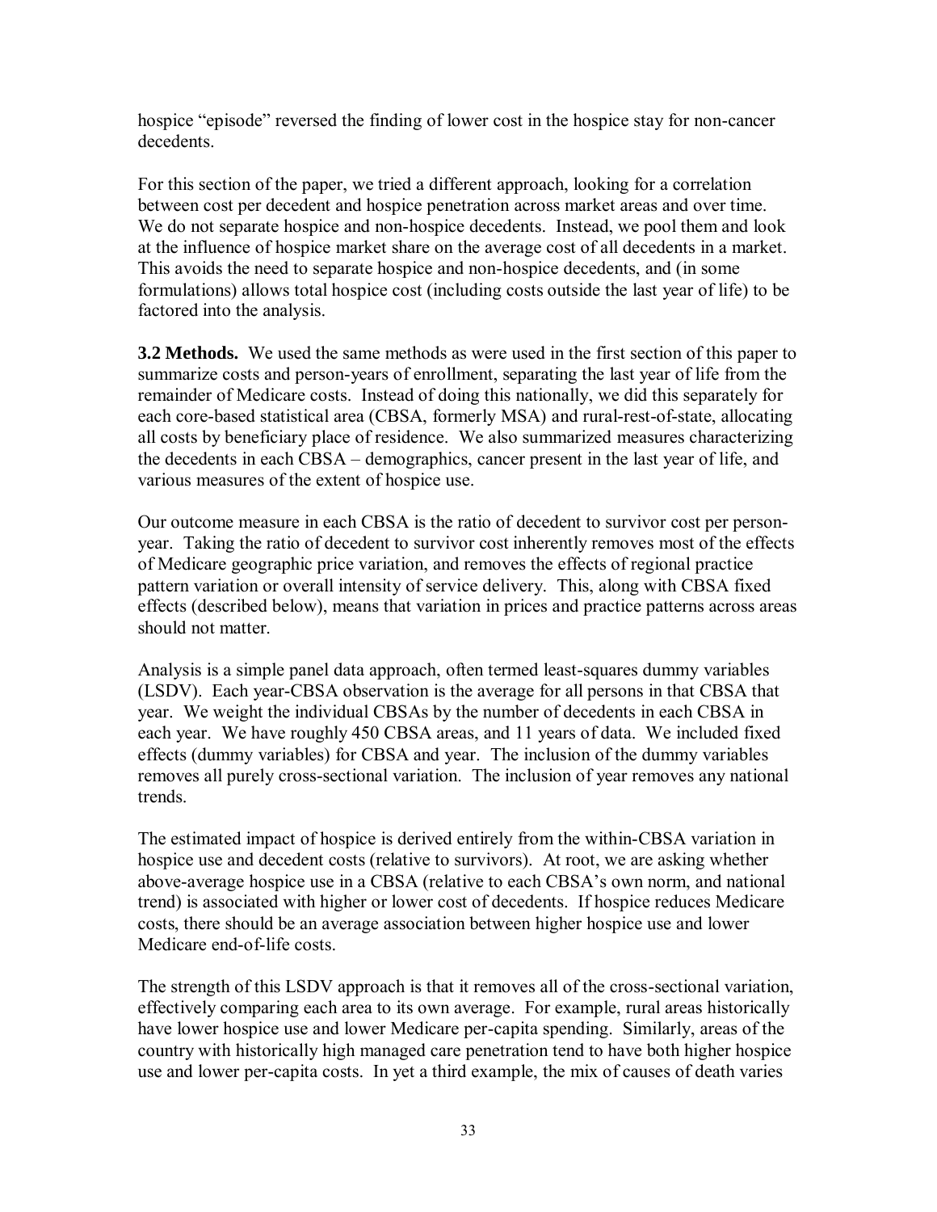hospice "episode" reversed the finding of lower cost in the hospice stay for non-cancer decedents.

For this section of the paper, we tried a different approach, looking for a correlation between cost per decedent and hospice penetration across market areas and over time. We do not separate hospice and non-hospice decedents. Instead, we pool them and look at the influence of hospice market share on the average cost of all decedents in a market. This avoids the need to separate hospice and non-hospice decedents, and (in some formulations) allows total hospice cost (including costs outside the last year of life) to be factored into the analysis.

**3.2 Methods.** We used the same methods as were used in the first section of this paper to summarize costs and person-years of enrollment, separating the last year of life from the remainder of Medicare costs. Instead of doing this nationally, we did this separately for each core-based statistical area (CBSA, formerly MSA) and rural-rest-of-state, allocating all costs by beneficiary place of residence. We also summarized measures characterizing the decedents in each CBSA – demographics, cancer present in the last year of life, and various measures of the extent of hospice use.

Our outcome measure in each CBSA is the ratio of decedent to survivor cost per person-year. Taking the ratio of decedent to survivor cost inherently removes most of the effects of Medicare geographic price variation, and removes the effects of regional practice pattern variation or overall intensity of service delivery. This, along with CBSA fixed effects (described below), means that variation in prices and practice patterns across areas should not matter.

Analysis is a simple panel data approach, often termed least-squares dummy variables (LSDV). Each year-CBSA observation is the average for all persons in that CBSA that year. We weight the individual CBSAs by the number of decedents in each CBSA in each year. We have roughly 450 CBSA areas, and 11 years of data. We included fixed effects (dummy variables) for CBSA and year. The inclusion of the dummy variables removes all purely cross-sectional variation. The inclusion of year removes any national trends.

The estimated impact of hospice is derived entirely from the within-CBSA variation in hospice use and decedent costs (relative to survivors). At root, we are asking whether above-average hospice use in a CBSA (relative to each CBSA's own norm, and national trend) is associated with higher or lower cost of decedents. If hospice reduces Medicare costs, there should be an average association between higher hospice use and lower Medicare end-of-life costs.

The strength of this LSDV approach is that it removes all of the cross-sectional variation, effectively comparing each area to its own average. For example, rural areas historically have lower hospice use and lower Medicare per-capita spending. Similarly, areas of the country with historically high managed care penetration tend to have both higher hospice use and lower per-capita costs. In yet a third example, the mix of causes of death varies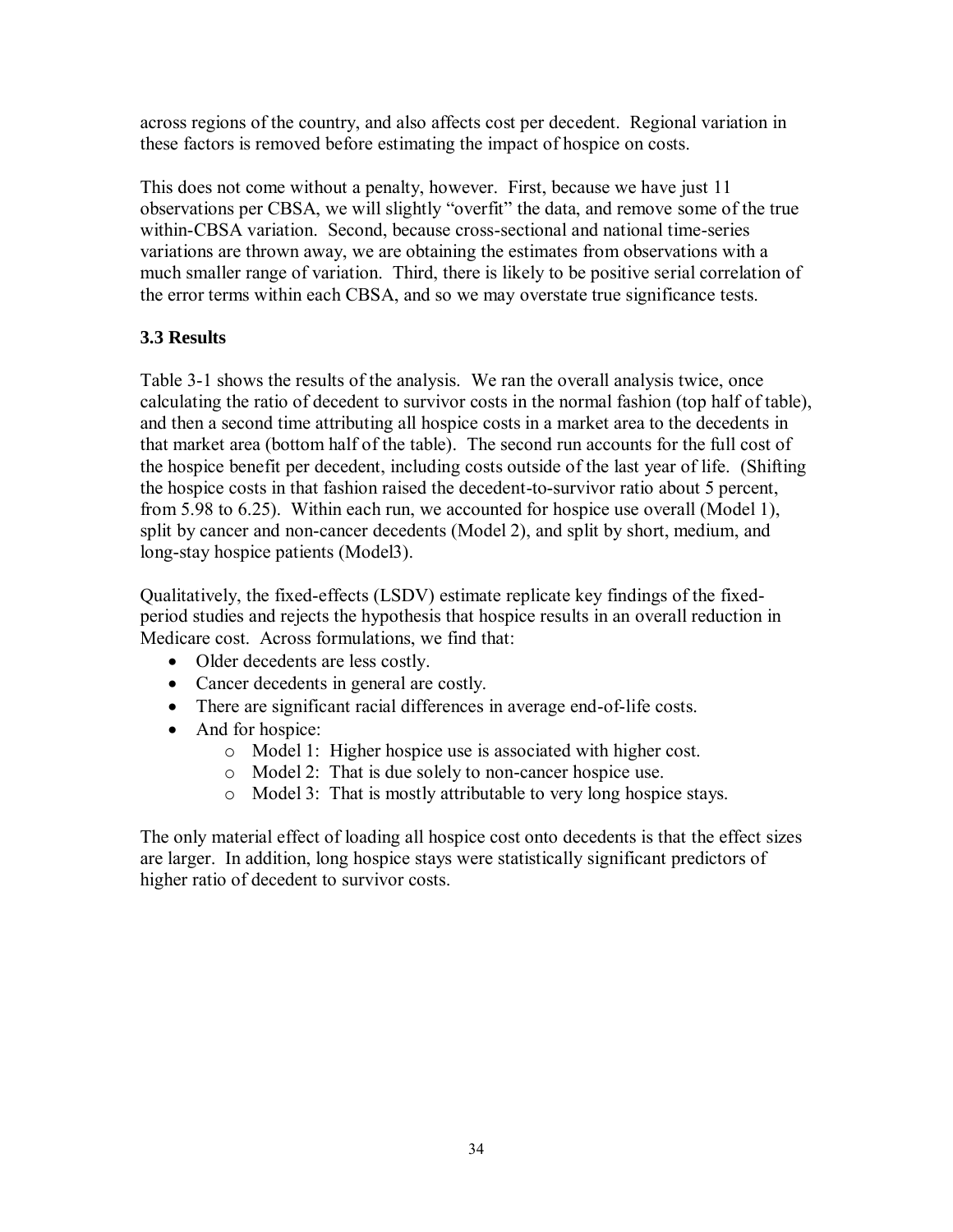across regions of the country, and also affects cost per decedent. Regional variation in these factors is removed before estimating the impact of hospice on costs.

This does not come without a penalty, however. First, because we have just 11 observations per CBSA, we will slightly "overfit" the data, and remove some of the true within-CBSA variation. Second, because cross-sectional and national time-series variations are thrown away, we are obtaining the estimates from observations with a much smaller range of variation. Third, there is likely to be positive serial correlation of the error terms within each CBSA, and so we may overstate true significance tests.

### 3.3 Results

Table 3-1 shows the results of the analysis. We ran the overall analysis twice, once calculating the ratio of decedent to survivor costs in the normal fashion (top half of table), and then a second time attributing all hospice costs in a market area to the decedents in that market area (bottom half of the table). The second run accounts for the full cost of the hospice benefit per decedent, including costs outside of the last year of life. (Shifting the hospice costs in that fashion raised the decedent-to-survivor ratio about 5 percent, from 5.98 to 6.25). Within each run, we accounted for hospice use overall (Model 1), split by cancer and non-cancer decedents (Model 2), and split by short, medium, and long-stay hospice patients (Model3).

Qualitatively, the fixed-effects (LSDV) estimate replicate key findings of the fixed-period studies and rejects the hypothesis that hospice results in an overall reduction in Medicare cost. Across formulations, we find that:

- Older decedents are less costly.
- Cancer decedents in general are costly.
- There are significant racial differences in average end-of-life costs.
- And for hospice:
    - Model 1: Higher hospice use is associated with higher cost.
    - Model 2: That is due solely to non-cancer hospice use.
    - Model 3: That is mostly attributable to very long hospice stays.

The only material effect of loading all hospice cost onto decedents is that the effect sizes are larger. In addition, long hospice stays were statistically significant predictors of higher ratio of decedent to survivor costs.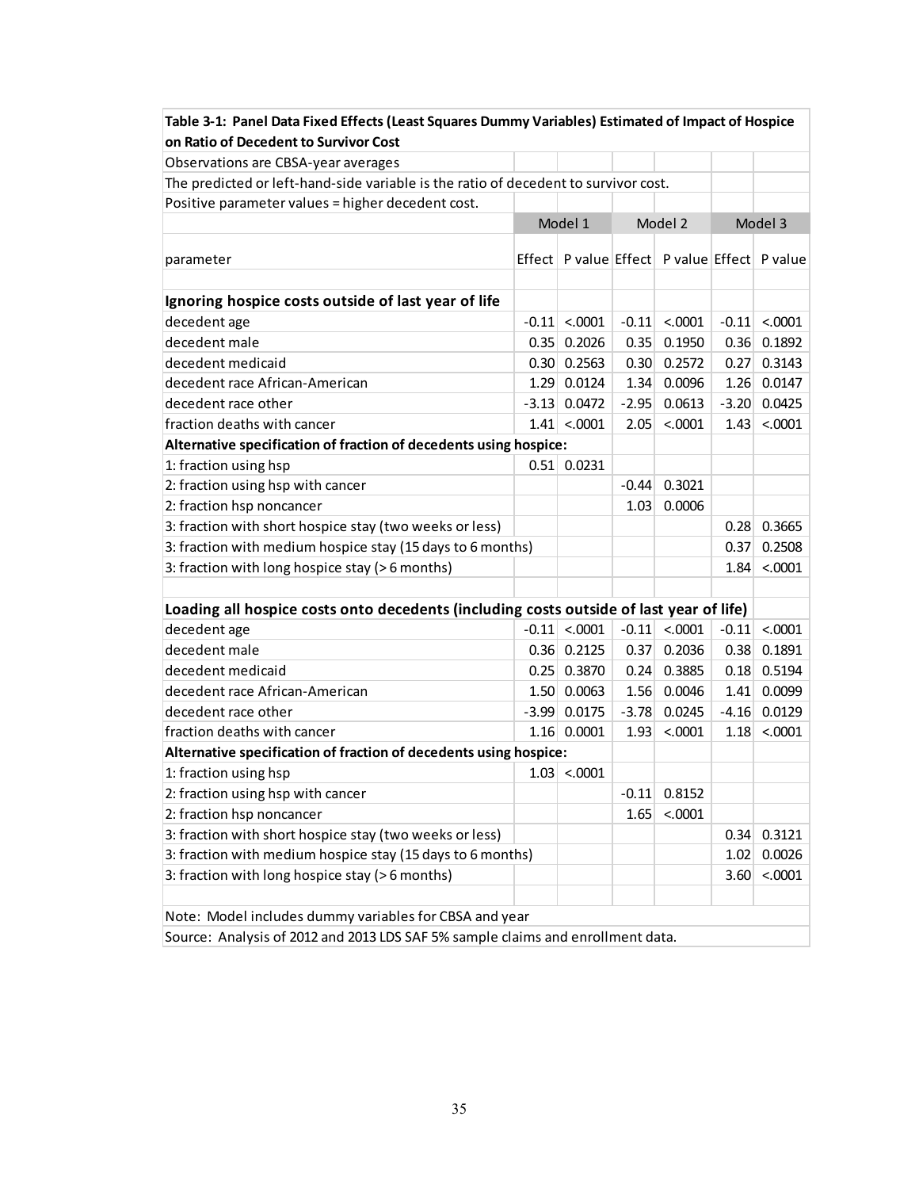**Table 3-1: Panel Data Fixed Effects (Least Squares Dummy Variables) Estimated of Impact of Hospice on Ratio of Decedent to Survivor Cost**

Observations are CBSA-year averages

The predicted or left-hand-side variable is the ratio of decedent to survivor cost.

Positive parameter values = higher decedent cost.

| | Model 1 | | Model 2 | | Model 3 | |
|---|---|---|---|---|---|---|
| parameter | Effect | P value | Effect | P value | Effect | P value |
| **Ignoring hospice costs outside of last year of life** | | | | | | |
| decedent age | -0.11 | <.0001 | -0.11 | <.0001 | -0.11 | <.0001 |
| decedent male | 0.35 | 0.2026 | 0.35 | 0.1950 | 0.36 | 0.1892 |
| decedent medicaid | 0.30 | 0.2563 | 0.30 | 0.2572 | 0.27 | 0.3143 |
| decedent race African-American | 1.29 | 0.0124 | 1.34 | 0.0096 | 1.26 | 0.0147 |
| decedent race other | -3.13 | 0.0472 | -2.95 | 0.0613 | -3.20 | 0.0425 |
| fraction deaths with cancer | 1.41 | <.0001 | 2.05 | <.0001 | 1.43 | <.0001 |
| **Alternative specification of fraction of decedents using hospice:** | | | | | | |
| 1: fraction using hsp | 0.51 | 0.0231 | | | | |
| 2: fraction using hsp with cancer | | | -0.44 | 0.3021 | | |
| 2: fraction hsp noncancer | | | 1.03 | 0.0006 | | |
| 3: fraction with short hospice stay (two weeks or less) | | | | | 0.28 | 0.3665 |
| 3: fraction with medium hospice stay (15 days to 6 months) | | | | | 0.37 | 0.2508 |
| 3: fraction with long hospice stay (> 6 months) | | | | | 1.84 | <.0001 |
| **Loading all hospice costs onto decedents (including costs outside of last year of life)** | | | | | | |
| decedent age | -0.11 | <.0001 | -0.11 | <.0001 | -0.11 | <.0001 |
| decedent male | 0.36 | 0.2125 | 0.37 | 0.2036 | 0.38 | 0.1891 |
| decedent medicaid | 0.25 | 0.3870 | 0.24 | 0.3885 | 0.18 | 0.5194 |
| decedent race African-American | 1.50 | 0.0063 | 1.56 | 0.0046 | 1.41 | 0.0099 |
| decedent race other | -3.99 | 0.0175 | -3.78 | 0.0245 | -4.16 | 0.0129 |
| fraction deaths with cancer | 1.16 | 0.0001 | 1.93 | <.0001 | 1.18 | <.0001 |
| **Alternative specification of fraction of decedents using hospice:** | | | | | | |
| 1: fraction using hsp | 1.03 | <.0001 | | | | |
| 2: fraction using hsp with cancer | | | -0.11 | 0.8152 | | |
| 2: fraction hsp noncancer | | | 1.65 | <.0001 | | |
| 3: fraction with short hospice stay (two weeks or less) | | | | | 0.34 | 0.3121 |
| 3: fraction with medium hospice stay (15 days to 6 months) | | | | | 1.02 | 0.0026 |
| 3: fraction with long hospice stay (> 6 months) | | | | | 3.60 | <.0001 |

Note: Model includes dummy variables for CBSA and year

Source: Analysis of 2012 and 2013 LDS SAF 5% sample claims and enrollment data.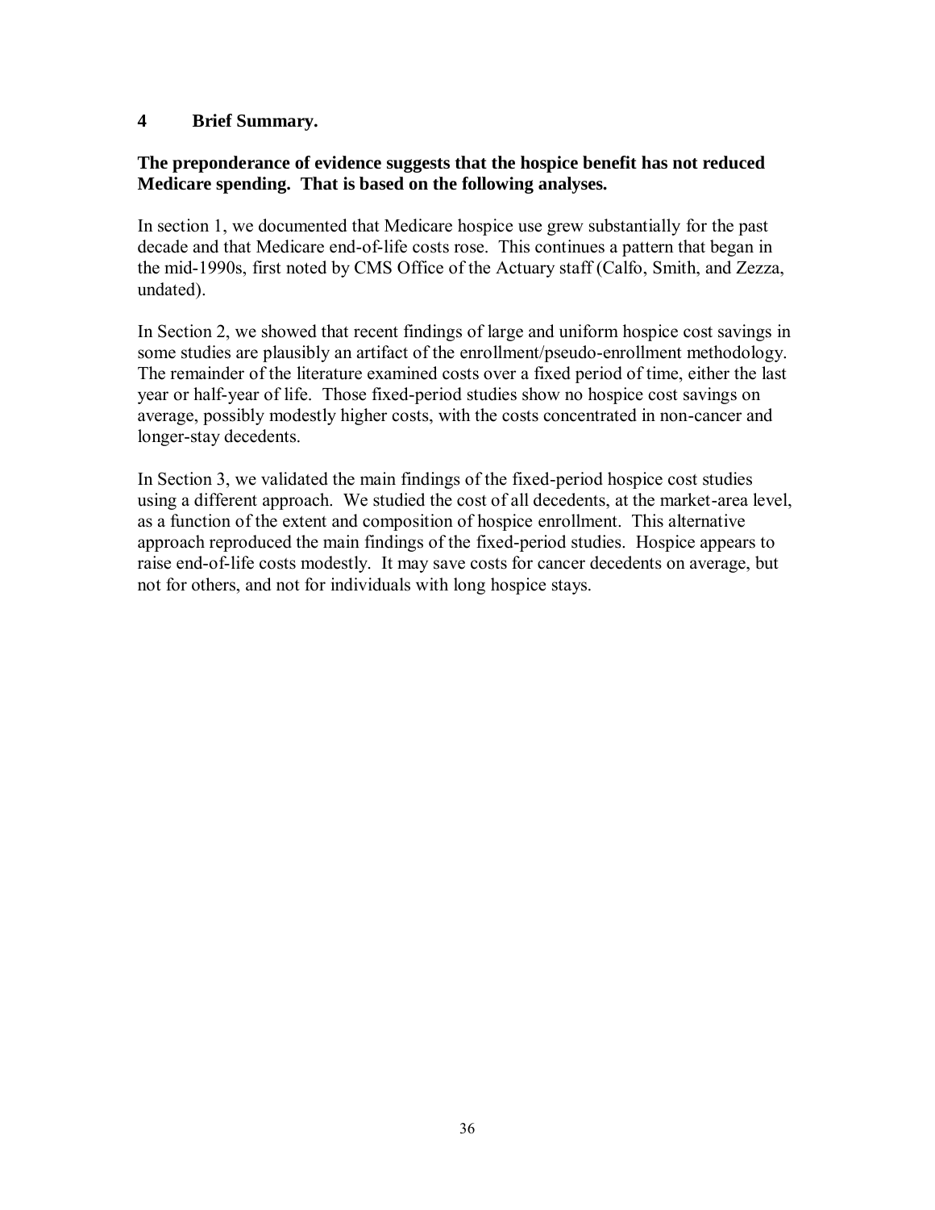## 4 Brief Summary.

**The preponderance of evidence suggests that the hospice benefit has not reduced Medicare spending. That is based on the following analyses.**

In section 1, we documented that Medicare hospice use grew substantially for the past decade and that Medicare end-of-life costs rose. This continues a pattern that began in the mid-1990s, first noted by CMS Office of the Actuary staff (Calfo, Smith, and Zezza, undated).

In Section 2, we showed that recent findings of large and uniform hospice cost savings in some studies are plausibly an artifact of the enrollment/pseudo-enrollment methodology. The remainder of the literature examined costs over a fixed period of time, either the last year or half-year of life. Those fixed-period studies show no hospice cost savings on average, possibly modestly higher costs, with the costs concentrated in non-cancer and longer-stay decedents.

In Section 3, we validated the main findings of the fixed-period hospice cost studies using a different approach. We studied the cost of all decedents, at the market-area level, as a function of the extent and composition of hospice enrollment. This alternative approach reproduced the main findings of the fixed-period studies. Hospice appears to raise end-of-life costs modestly. It may save costs for cancer decedents on average, but not for others, and not for individuals with long hospice stays.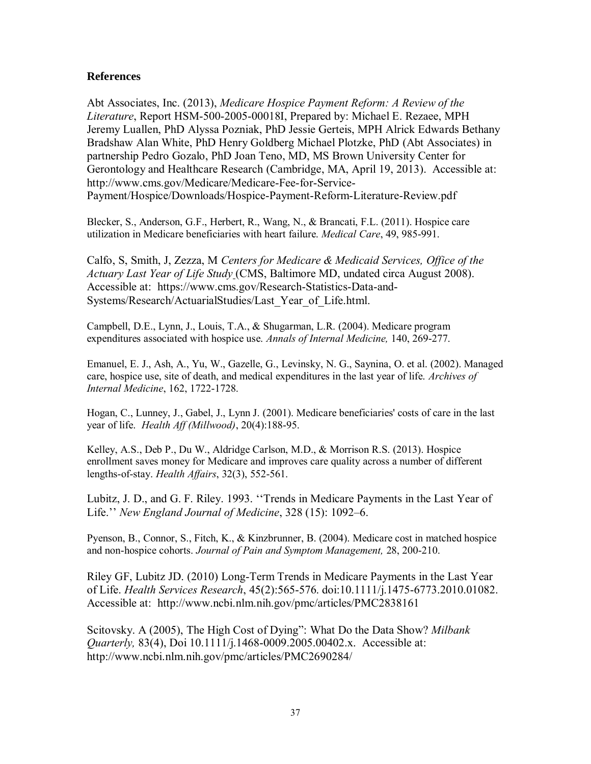## References

Abt Associates, Inc. (2013), *Medicare Hospice Payment Reform: A Review of the Literature*, Report HSM-500-2005-00018I, Prepared by: Michael E. Rezaee, MPH Jeremy Luallen, PhD Alyssa Pozniak, PhD Jessie Gerteis, MPH Alrick Edwards Bethany Bradshaw Alan White, PhD Henry Goldberg Michael Plotzke, PhD (Abt Associates) in partnership Pedro Gozalo, PhD Joan Teno, MD, MS Brown University Center for Gerontology and Healthcare Research (Cambridge, MA, April 19, 2013). Accessible at: http://www.cms.gov/Medicare/Medicare-Fee-for-Service-Payment/Hospice/Downloads/Hospice-Payment-Reform-Literature-Review.pdf

Blecker, S., Anderson, G.F., Herbert, R., Wang, N., & Brancati, F.L. (2011). Hospice care utilization in Medicare beneficiaries with heart failure. *Medical Care*, 49, 985-991.

Calfo, S, Smith, J, Zezza, M *Centers for Medicare & Medicaid Services, Office of the Actuary Last Year of Life Study* (CMS, Baltimore MD, undated circa August 2008). Accessible at: https://www.cms.gov/Research-Statistics-Data-and-Systems/Research/ActuarialStudies/Last_Year_of_Life.html.

Campbell, D.E., Lynn, J., Louis, T.A., & Shugarman, L.R. (2004). Medicare program expenditures associated with hospice use. *Annals of Internal Medicine,* 140, 269-277.

Emanuel, E. J., Ash, A., Yu, W., Gazelle, G., Levinsky, N. G., Saynina, O. et al. (2002). Managed care, hospice use, site of death, and medical expenditures in the last year of life. *Archives of Internal Medicine*, 162, 1722-1728.

Hogan, C., Lunney, J., Gabel, J., Lynn J. (2001). Medicare beneficiaries' costs of care in the last year of life. *Health Aff (Millwood)*, 20(4):188-95.

Kelley, A.S., Deb P., Du W., Aldridge Carlson, M.D., & Morrison R.S. (2013). Hospice enrollment saves money for Medicare and improves care quality across a number of different lengths-of-stay. *Health Affairs*, 32(3), 552-561.

Lubitz, J. D., and G. F. Riley. 1993. ''Trends in Medicare Payments in the Last Year of Life.'' *New England Journal of Medicine*, 328 (15): 1092–6.

Pyenson, B., Connor, S., Fitch, K., & Kinzbrunner, B. (2004). Medicare cost in matched hospice and non-hospice cohorts. *Journal of Pain and Symptom Management,* 28, 200-210.

Riley GF, Lubitz JD. (2010) Long-Term Trends in Medicare Payments in the Last Year of Life. *Health Services Research*, 45(2):565-576. doi:10.1111/j.1475-6773.2010.01082. Accessible at: http://www.ncbi.nlm.nih.gov/pmc/articles/PMC2838161

Scitovsky. A (2005), The High Cost of Dying": What Do the Data Show? *Milbank Quarterly,* 83(4), Doi 10.1111/j.1468-0009.2005.00402.x. Accessible at: http://www.ncbi.nlm.nih.gov/pmc/articles/PMC2690284/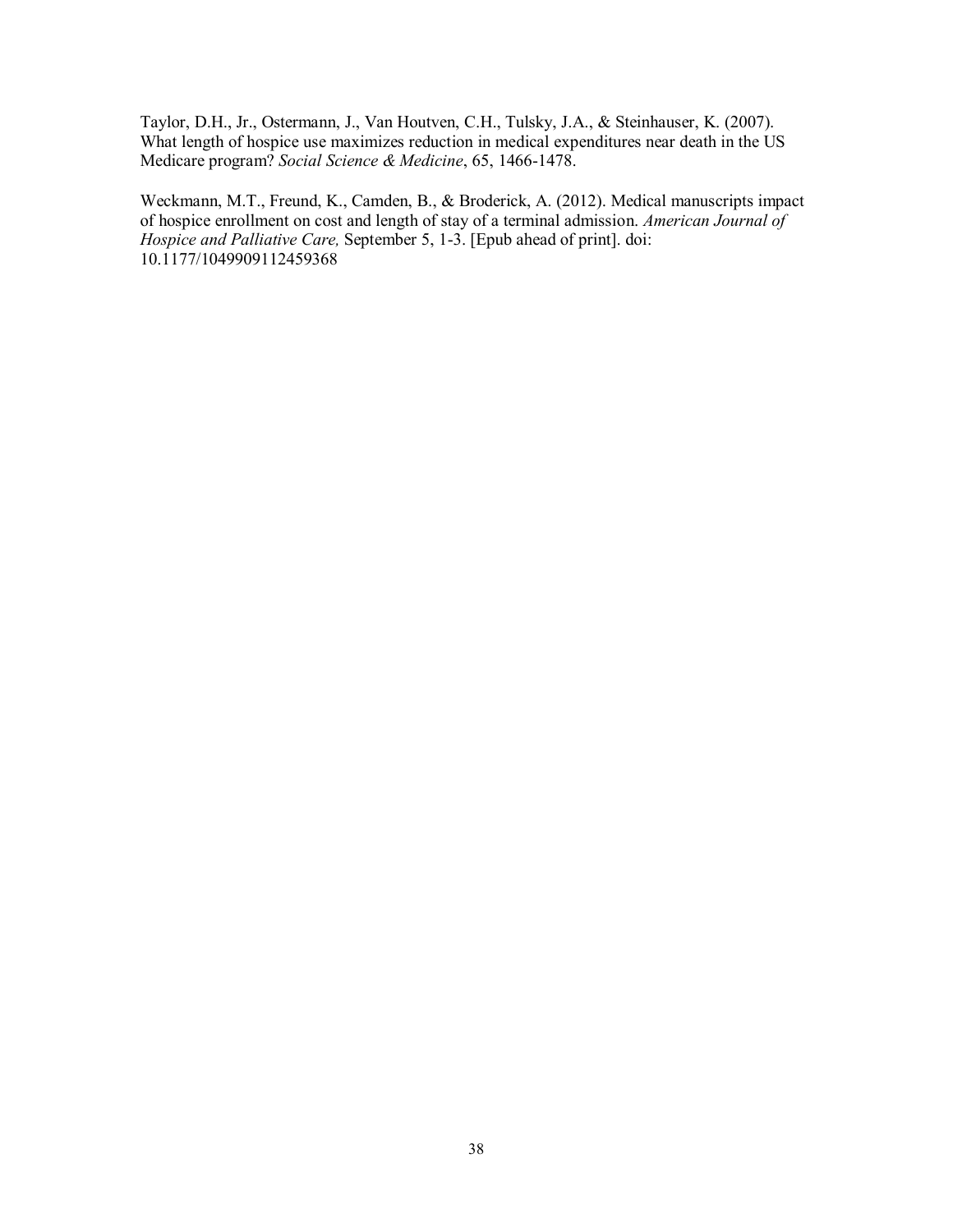Taylor, D.H., Jr., Ostermann, J., Van Houtven, C.H., Tulsky, J.A., & Steinhauser, K. (2007). What length of hospice use maximizes reduction in medical expenditures near death in the US Medicare program? *Social Science & Medicine*, 65, 1466-1478.

Weckmann, M.T., Freund, K., Camden, B., & Broderick, A. (2012). Medical manuscripts impact of hospice enrollment on cost and length of stay of a terminal admission. *American Journal of Hospice and Palliative Care,* September 5, 1-3. [Epub ahead of print]. doi: 10.1177/1049909112459368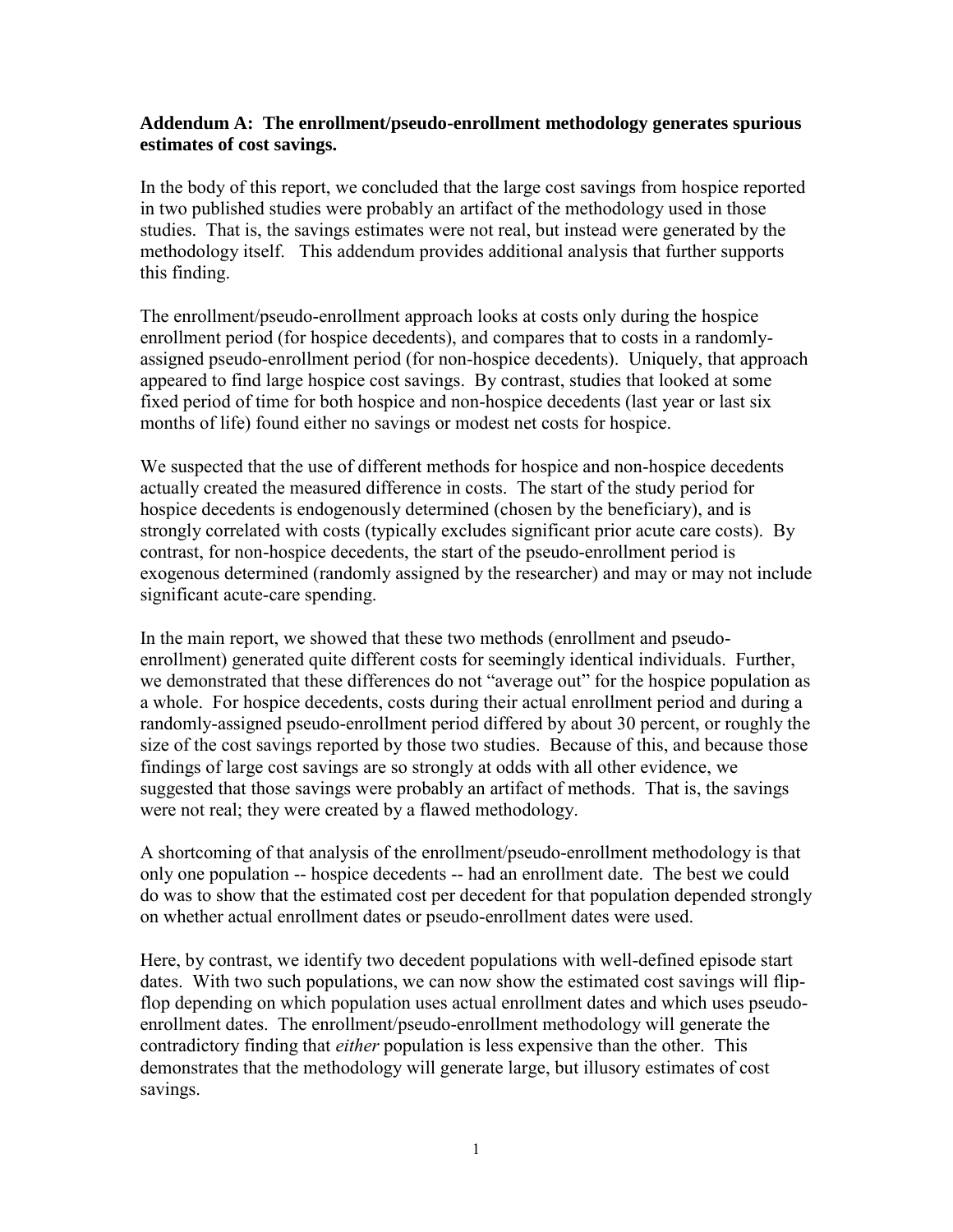**Addendum A: The enrollment/pseudo-enrollment methodology generates spurious estimates of cost savings.**

In the body of this report, we concluded that the large cost savings from hospice reported in two published studies were probably an artifact of the methodology used in those studies. That is, the savings estimates were not real, but instead were generated by the methodology itself. This addendum provides additional analysis that further supports this finding.

The enrollment/pseudo-enrollment approach looks at costs only during the hospice enrollment period (for hospice decedents), and compares that to costs in a randomly-assigned pseudo-enrollment period (for non-hospice decedents). Uniquely, that approach appeared to find large hospice cost savings. By contrast, studies that looked at some fixed period of time for both hospice and non-hospice decedents (last year or last six months of life) found either no savings or modest net costs for hospice.

We suspected that the use of different methods for hospice and non-hospice decedents actually created the measured difference in costs. The start of the study period for hospice decedents is endogenously determined (chosen by the beneficiary), and is strongly correlated with costs (typically excludes significant prior acute care costs). By contrast, for non-hospice decedents, the start of the pseudo-enrollment period is exogenous determined (randomly assigned by the researcher) and may or may not include significant acute-care spending.

In the main report, we showed that these two methods (enrollment and pseudo-enrollment) generated quite different costs for seemingly identical individuals. Further, we demonstrated that these differences do not "average out" for the hospice population as a whole. For hospice decedents, costs during their actual enrollment period and during a randomly-assigned pseudo-enrollment period differed by about 30 percent, or roughly the size of the cost savings reported by those two studies. Because of this, and because those findings of large cost savings are so strongly at odds with all other evidence, we suggested that those savings were probably an artifact of methods. That is, the savings were not real; they were created by a flawed methodology.

A shortcoming of that analysis of the enrollment/pseudo-enrollment methodology is that only one population -- hospice decedents -- had an enrollment date. The best we could do was to show that the estimated cost per decedent for that population depended strongly on whether actual enrollment dates or pseudo-enrollment dates were used.

Here, by contrast, we identify two decedent populations with well-defined episode start dates. With two such populations, we can now show the estimated cost savings will flip-flop depending on which population uses actual enrollment dates and which uses pseudo-enrollment dates. The enrollment/pseudo-enrollment methodology will generate the contradictory finding that *either* population is less expensive than the other. This demonstrates that the methodology will generate large, but illusory estimates of cost savings.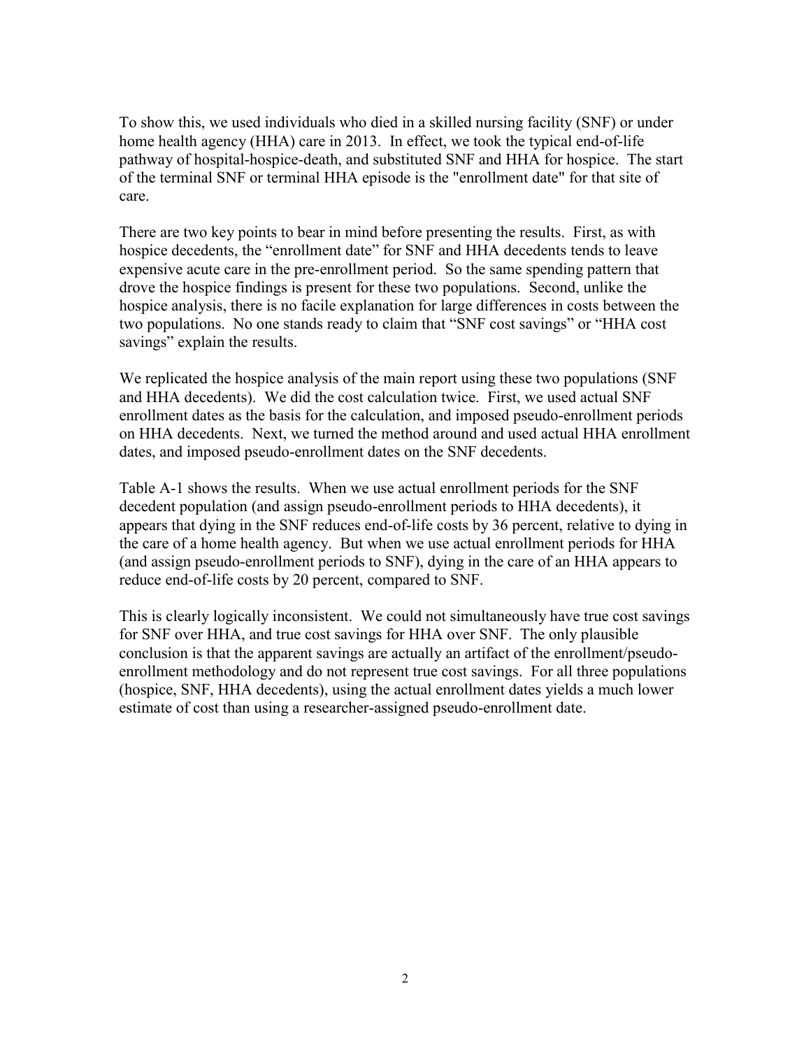To show this, we used individuals who died in a skilled nursing facility (SNF) or under home health agency (HHA) care in 2013. In effect, we took the typical end-of-life pathway of hospital-hospice-death, and substituted SNF and HHA for hospice. The start of the terminal SNF or terminal HHA episode is the "enrollment date" for that site of care.

There are two key points to bear in mind before presenting the results. First, as with hospice decedents, the "enrollment date" for SNF and HHA decedents tends to leave expensive acute care in the pre-enrollment period. So the same spending pattern that drove the hospice findings is present for these two populations. Second, unlike the hospice analysis, there is no facile explanation for large differences in costs between the two populations. No one stands ready to claim that "SNF cost savings" or "HHA cost savings" explain the results.

We replicated the hospice analysis of the main report using these two populations (SNF and HHA decedents). We did the cost calculation twice. First, we used actual SNF enrollment dates as the basis for the calculation, and imposed pseudo-enrollment periods on HHA decedents. Next, we turned the method around and used actual HHA enrollment dates, and imposed pseudo-enrollment dates on the SNF decedents.

Table A-1 shows the results. When we use actual enrollment periods for the SNF decedent population (and assign pseudo-enrollment periods to HHA decedents), it appears that dying in the SNF reduces end-of-life costs by 36 percent, relative to dying in the care of a home health agency. But when we use actual enrollment periods for HHA (and assign pseudo-enrollment periods to SNF), dying in the care of an HHA appears to reduce end-of-life costs by 20 percent, compared to SNF.

This is clearly logically inconsistent. We could not simultaneously have true cost savings for SNF over HHA, and true cost savings for HHA over SNF. The only plausible conclusion is that the apparent savings are actually an artifact of the enrollment/pseudo-enrollment methodology and do not represent true cost savings. For all three populations (hospice, SNF, HHA decedents), using the actual enrollment dates yields a much lower estimate of cost than using a researcher-assigned pseudo-enrollment date.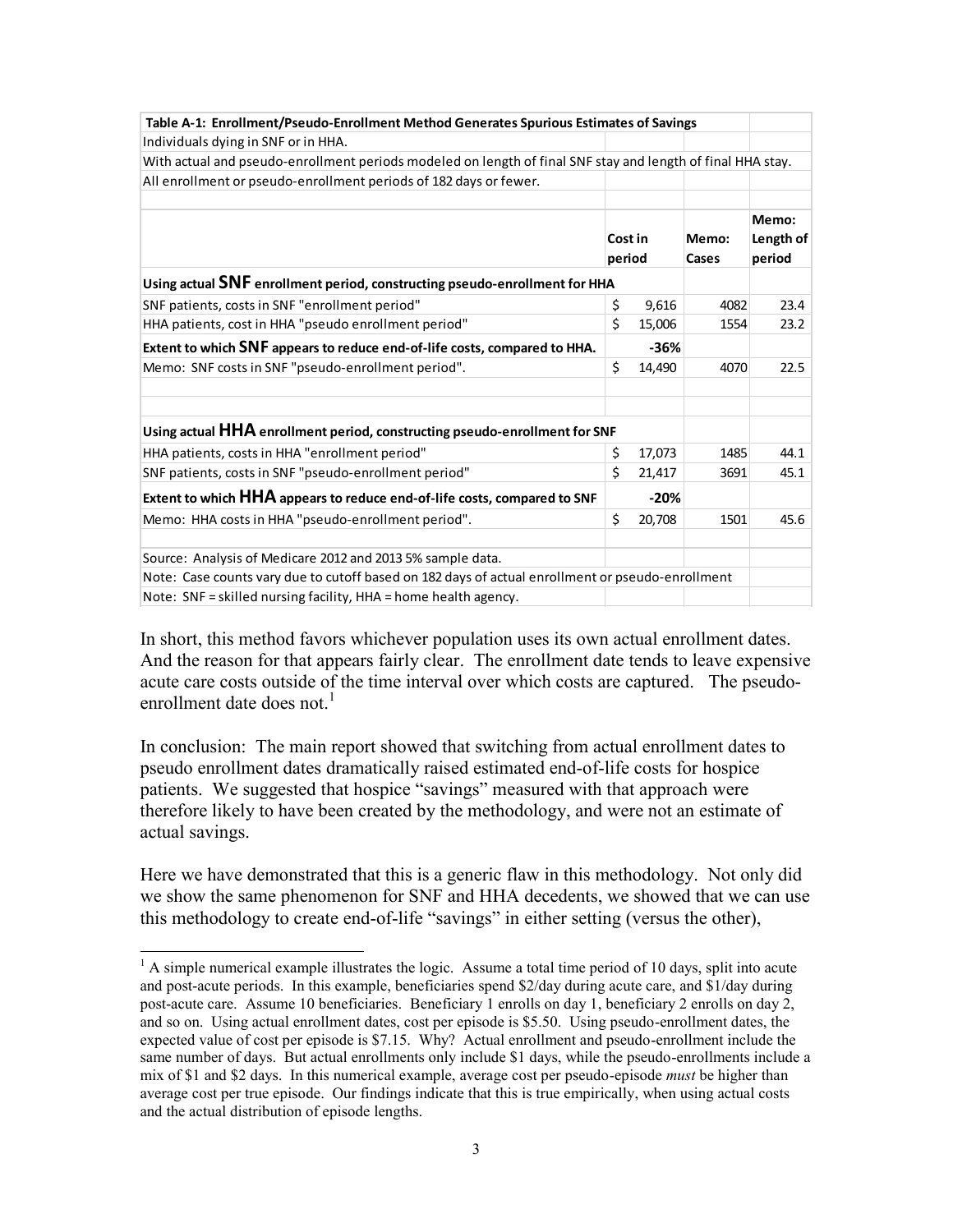**Table A-1: Enrollment/Pseudo-Enrollment Method Generates Spurious Estimates of Savings**

Individuals dying in SNF or in HHA.

With actual and pseudo-enrollment periods modeled on length of final SNF stay and length of final HHA stay.

All enrollment or pseudo-enrollment periods of 182 days or fewer.

| | Cost in period | Memo: Cases | Memo: Length of period |
|---|---|---|---|
| **Using actual SNF enrollment period, constructing pseudo-enrollment for HHA** | | | |
| SNF patients, costs in SNF "enrollment period" | $ 9,616 | 4082 | 23.4 |
| HHA patients, cost in HHA "pseudo enrollment period" | $ 15,006 | 1554 | 23.2 |
| **Extent to which SNF appears to reduce end-of-life costs, compared to HHA.** | **-36%** | | |
| Memo: SNF costs in SNF "pseudo-enrollment period". | $ 14,490 | 4070 | 22.5 |
| | | | |
| **Using actual HHA enrollment period, constructing pseudo-enrollment for SNF** | | | |
| HHA patients, costs in HHA "enrollment period" | $ 17,073 | 1485 | 44.1 |
| SNF patients, costs in SNF "pseudo-enrollment period" | $ 21,417 | 3691 | 45.1 |
| **Extent to which HHA appears to reduce end-of-life costs, compared to SNF** | **-20%** | | |
| Memo: HHA costs in HHA "pseudo-enrollment period". | $ 20,708 | 1501 | 45.6 |

Source: Analysis of Medicare 2012 and 2013 5% sample data.

Note: Case counts vary due to cutoff based on 182 days of actual enrollment or pseudo-enrollment

Note: SNF = skilled nursing facility, HHA = home health agency.

In short, this method favors whichever population uses its own actual enrollment dates. And the reason for that appears fairly clear. The enrollment date tends to leave expensive acute care costs outside of the time interval over which costs are captured. The pseudo-enrollment date does not.[1]

In conclusion: The main report showed that switching from actual enrollment dates to pseudo enrollment dates dramatically raised estimated end-of-life costs for hospice patients. We suggested that hospice "savings" measured with that approach were therefore likely to have been created by the methodology, and were not an estimate of actual savings.

Here we have demonstrated that this is a generic flaw in this methodology. Not only did we show the same phenomenon for SNF and HHA decedents, we showed that we can use this methodology to create end-of-life "savings" in either setting (versus the other),

[1] A simple numerical example illustrates the logic. Assume a total time period of 10 days, split into acute and post-acute periods. In this example, beneficiaries spend $2/day during acute care, and $1/day during post-acute care. Assume 10 beneficiaries. Beneficiary 1 enrolls on day 1, beneficiary 2 enrolls on day 2, and so on. Using actual enrollment dates, cost per episode is $5.50. Using pseudo-enrollment dates, the expected value of cost per episode is $7.15. Why? Actual enrollment and pseudo-enrollment include the same number of days. But actual enrollments only include $1 days, while the pseudo-enrollments include a mix of $1 and $2 days. In this numerical example, average cost per pseudo-episode *must* be higher than average cost per true episode. Our findings indicate that this is true empirically, when using actual costs and the actual distribution of episode lengths.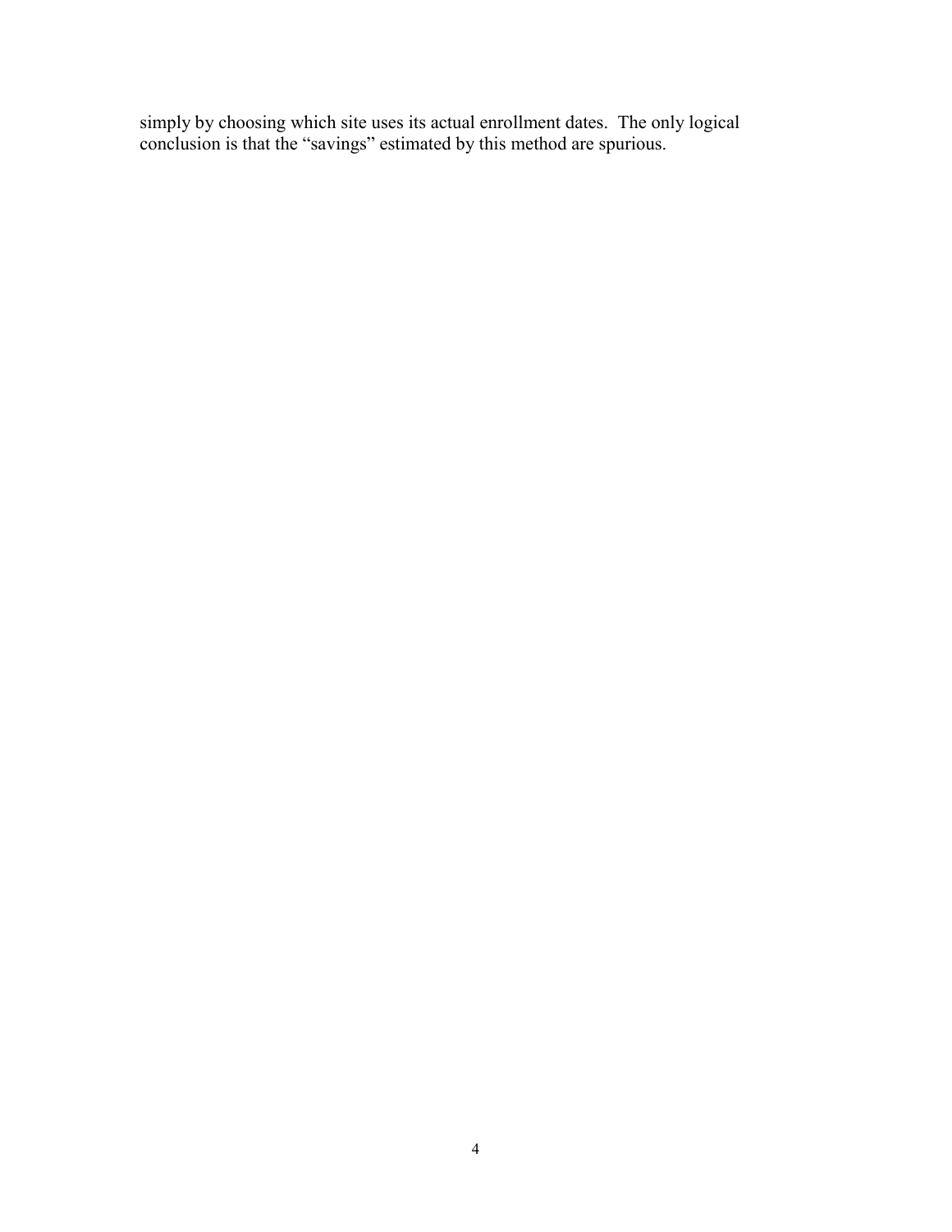simply by choosing which site uses its actual enrollment dates. The only logical conclusion is that the "savings" estimated by this method are spurious.